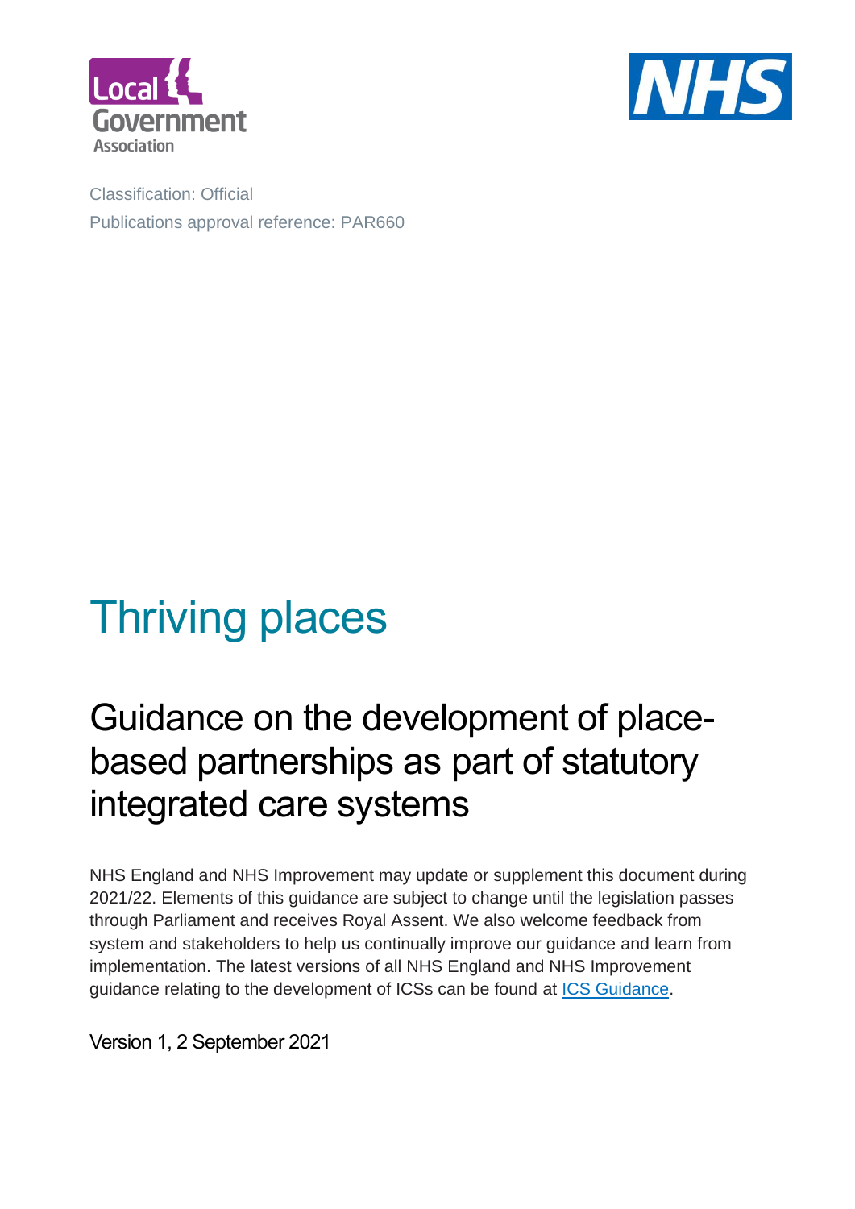Classification: Official

Publications approval reference: PAR660

# Thriving places

## Guidance on the development of place-based partnerships as part of statutory integrated care systems

NHS England and NHS Improvement may update or supplement this document during 2021/22. Elements of this guidance are subject to change until the legislation passes through Parliament and receives Royal Assent. We also welcome feedback from system and stakeholders to help us continually improve our guidance and learn from implementation. The latest versions of all NHS England and NHS Improvement guidance relating to the development of ICSs can be found at ICS Guidance.

Version 1, 2 September 2021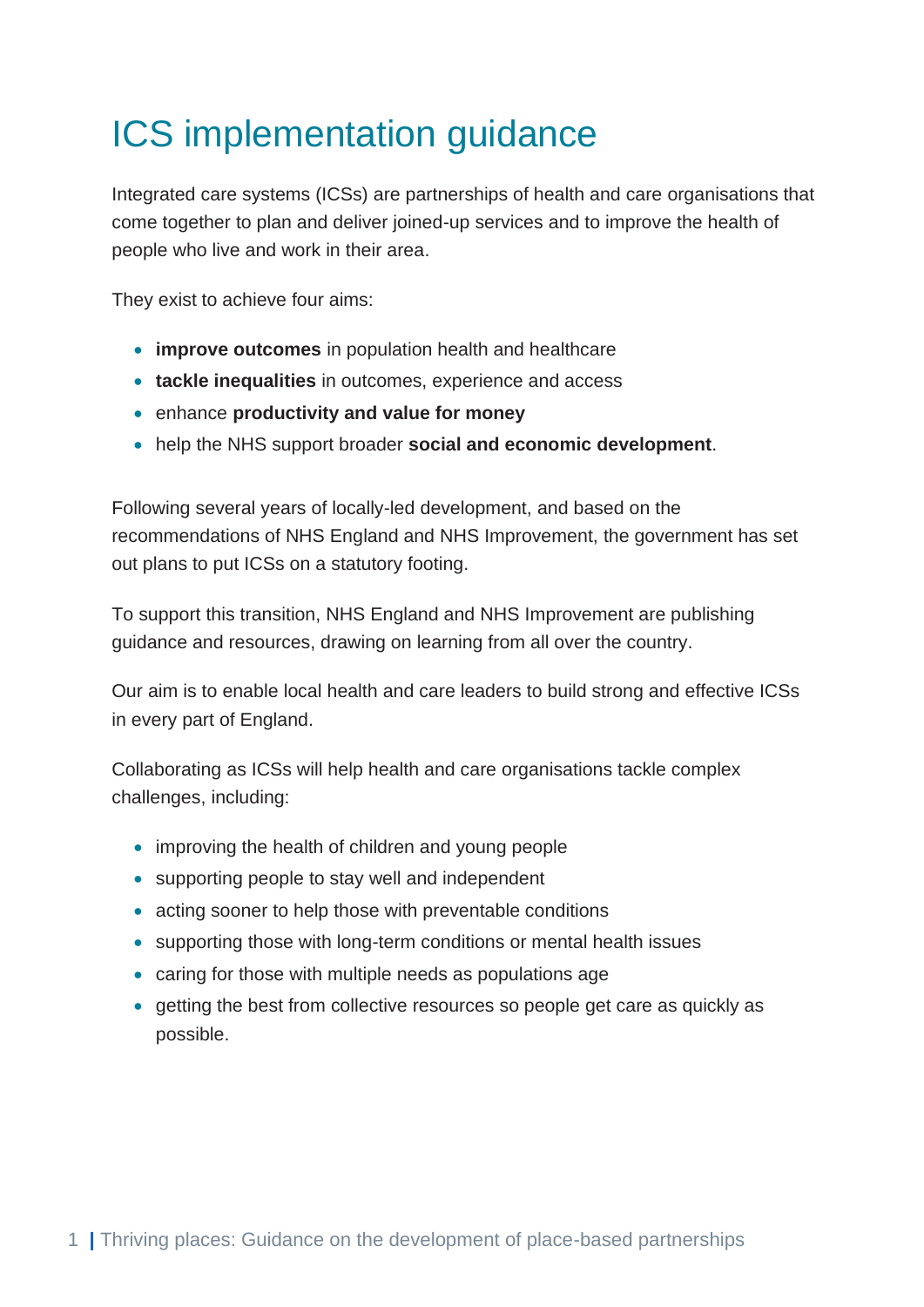# ICS implementation guidance

Integrated care systems (ICSs) are partnerships of health and care organisations that come together to plan and deliver joined-up services and to improve the health of people who live and work in their area.

They exist to achieve four aims:

- **improve outcomes** in population health and healthcare
- **tackle inequalities** in outcomes, experience and access
- enhance **productivity and value for money**
- help the NHS support broader **social and economic development**.

Following several years of locally-led development, and based on the recommendations of NHS England and NHS Improvement, the government has set out plans to put ICSs on a statutory footing.

To support this transition, NHS England and NHS Improvement are publishing guidance and resources, drawing on learning from all over the country.

Our aim is to enable local health and care leaders to build strong and effective ICSs in every part of England.

Collaborating as ICSs will help health and care organisations tackle complex challenges, including:

- improving the health of children and young people
- supporting people to stay well and independent
- acting sooner to help those with preventable conditions
- supporting those with long-term conditions or mental health issues
- caring for those with multiple needs as populations age
- getting the best from collective resources so people get care as quickly as possible.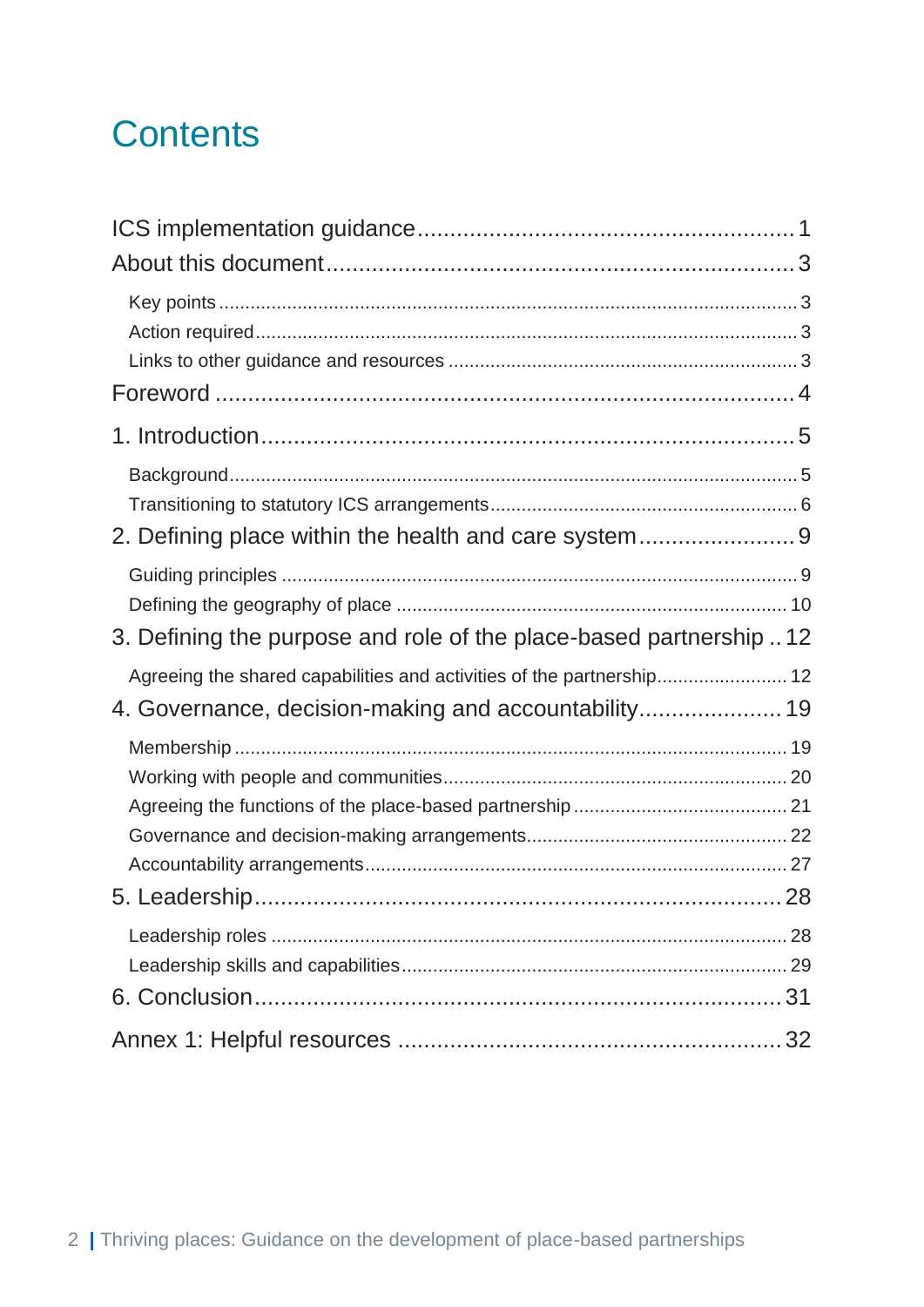# Contents

ICS implementation guidance........................................................1

About this document.......................................................................3

- Key points.......................................................................................3
- Action required...............................................................................3
- Links to other guidance and resources.........................................3

Foreword .........................................................................................4

1. Introduction.................................................................................5

- Background......................................................................................5
- Transitioning to statutory ICS arrangements...................................6

2. Defining place within the health and care system.......................9

- Guiding principles ...........................................................................9
- Defining the geography of place ...................................................10

3. Defining the purpose and role of the place-based partnership ..12

- Agreeing the shared capabilities and activities of the partnership.........12

4. Governance, decision-making and accountability.....................19

- Membership ...................................................................................19
- Working with people and communities..........................................20
- Agreeing the functions of the place-based partnership .................21
- Governance and decision-making arrangements...........................22
- Accountability arrangements..........................................................27

5. Leadership..................................................................................28

- Leadership roles ............................................................................28
- Leadership skills and capabilities...................................................29

6. Conclusion..................................................................................31

Annex 1: Helpful resources .............................................................32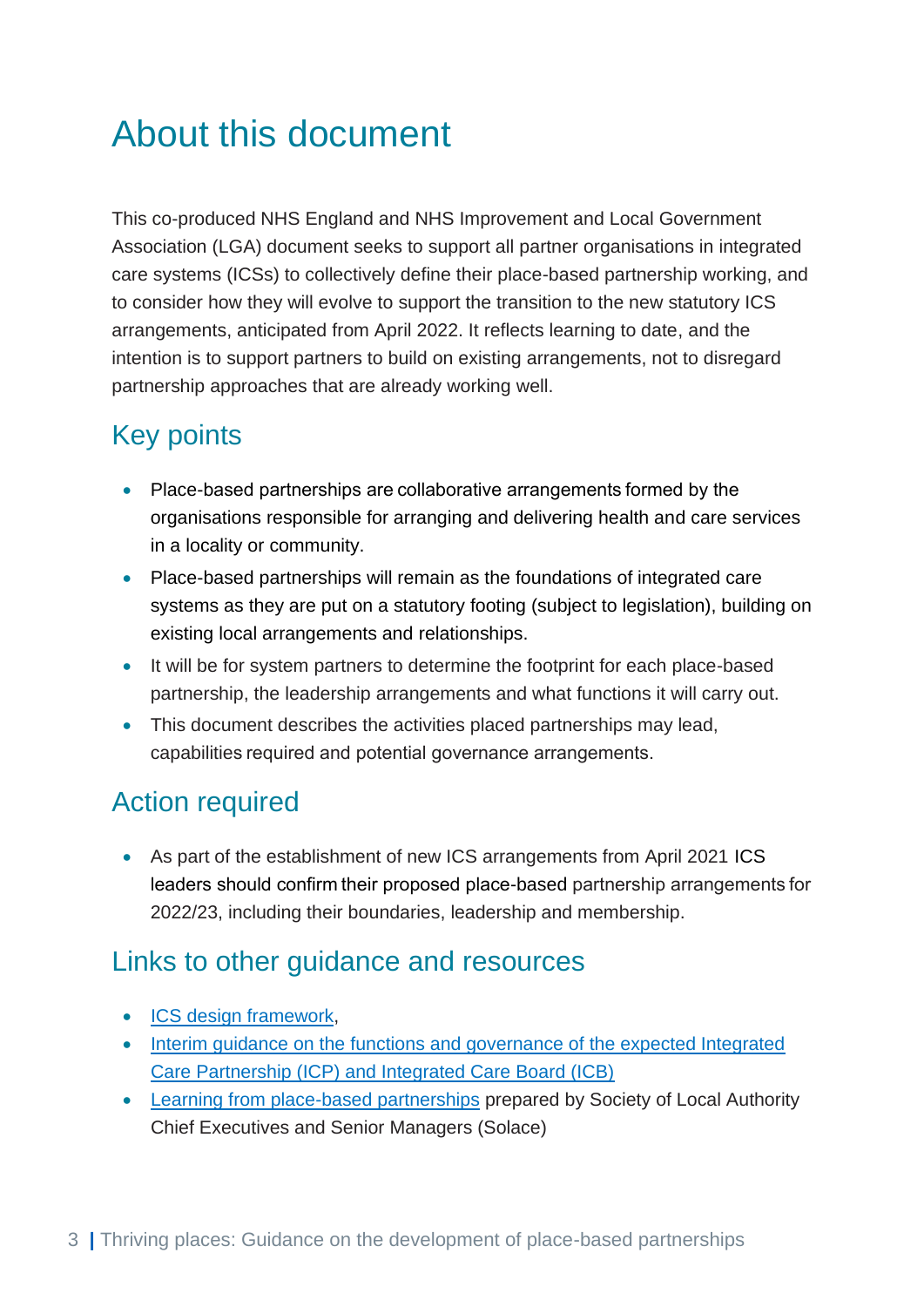# About this document

This co-produced NHS England and NHS Improvement and Local Government Association (LGA) document seeks to support all partner organisations in integrated care systems (ICSs) to collectively define their place-based partnership working, and to consider how they will evolve to support the transition to the new statutory ICS arrangements, anticipated from April 2022. It reflects learning to date, and the intention is to support partners to build on existing arrangements, not to disregard partnership approaches that are already working well.

## Key points

- Place-based partnerships are collaborative arrangements formed by the organisations responsible for arranging and delivering health and care services in a locality or community.
- Place-based partnerships will remain as the foundations of integrated care systems as they are put on a statutory footing (subject to legislation), building on existing local arrangements and relationships.
- It will be for system partners to determine the footprint for each place-based partnership, the leadership arrangements and what functions it will carry out.
- This document describes the activities placed partnerships may lead, capabilities required and potential governance arrangements.

## Action required

- As part of the establishment of new ICS arrangements from April 2021 ICS leaders should confirm their proposed place-based partnership arrangements for 2022/23, including their boundaries, leadership and membership.

## Links to other guidance and resources

- ICS design framework,
- Interim guidance on the functions and governance of the expected Integrated Care Partnership (ICP) and Integrated Care Board (ICB)
- Learning from place-based partnerships prepared by Society of Local Authority Chief Executives and Senior Managers (Solace)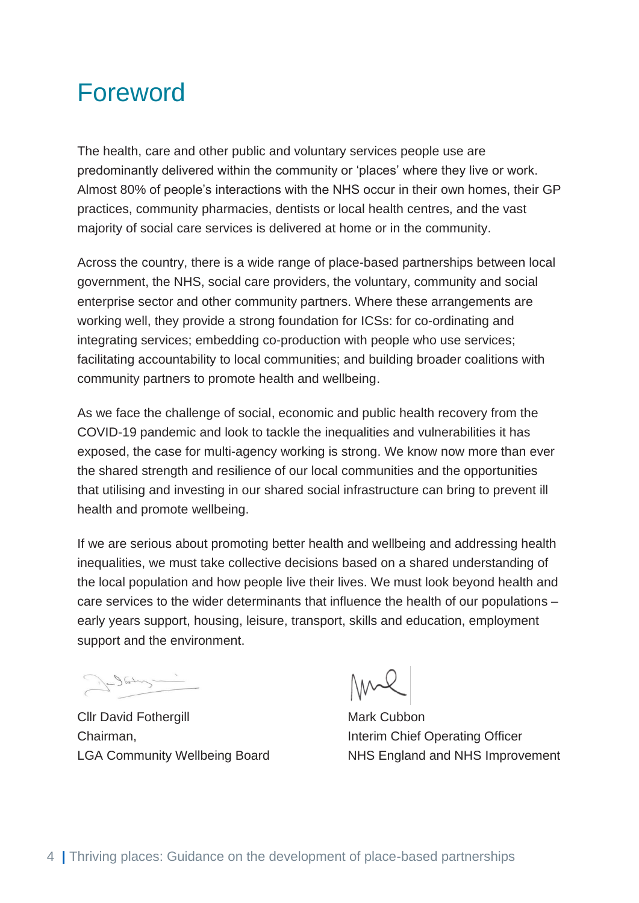# Foreword

The health, care and other public and voluntary services people use are predominantly delivered within the community or 'places' where they live or work. Almost 80% of people's interactions with the NHS occur in their own homes, their GP practices, community pharmacies, dentists or local health centres, and the vast majority of social care services is delivered at home or in the community.

Across the country, there is a wide range of place-based partnerships between local government, the NHS, social care providers, the voluntary, community and social enterprise sector and other community partners. Where these arrangements are working well, they provide a strong foundation for ICSs: for co-ordinating and integrating services; embedding co-production with people who use services; facilitating accountability to local communities; and building broader coalitions with community partners to promote health and wellbeing.

As we face the challenge of social, economic and public health recovery from the COVID-19 pandemic and look to tackle the inequalities and vulnerabilities it has exposed, the case for multi-agency working is strong. We know now more than ever the shared strength and resilience of our local communities and the opportunities that utilising and investing in our shared social infrastructure can bring to prevent ill health and promote wellbeing.

If we are serious about promoting better health and wellbeing and addressing health inequalities, we must take collective decisions based on a shared understanding of the local population and how people live their lives. We must look beyond health and care services to the wider determinants that influence the health of our populations – early years support, housing, leisure, transport, skills and education, employment support and the environment.

Cllr David Fothergill
Chairman,
LGA Community Wellbeing Board

Mark Cubbon
Interim Chief Operating Officer
NHS England and NHS Improvement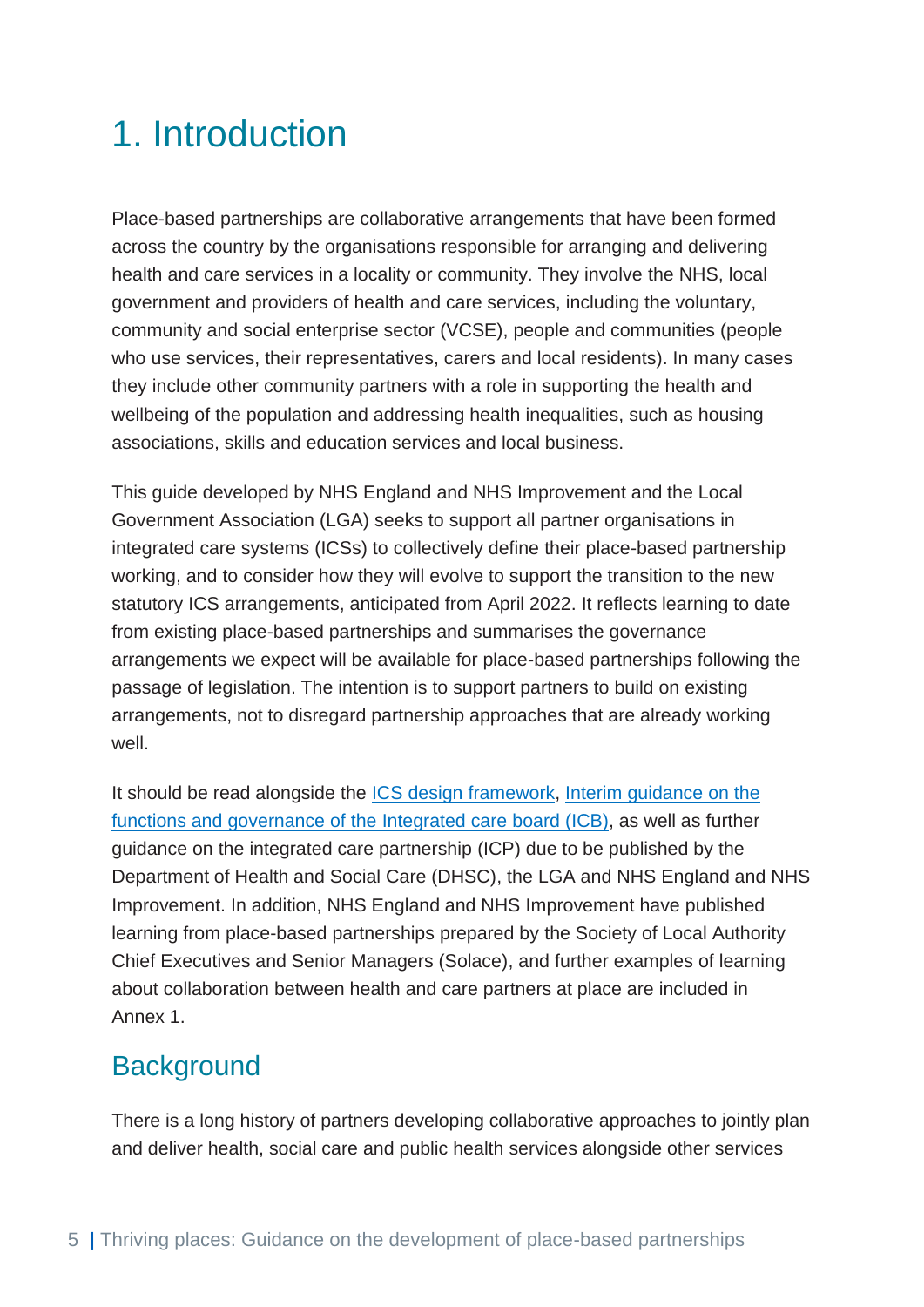# 1. Introduction

Place-based partnerships are collaborative arrangements that have been formed across the country by the organisations responsible for arranging and delivering health and care services in a locality or community. They involve the NHS, local government and providers of health and care services, including the voluntary, community and social enterprise sector (VCSE), people and communities (people who use services, their representatives, carers and local residents). In many cases they include other community partners with a role in supporting the health and wellbeing of the population and addressing health inequalities, such as housing associations, skills and education services and local business.

This guide developed by NHS England and NHS Improvement and the Local Government Association (LGA) seeks to support all partner organisations in integrated care systems (ICSs) to collectively define their place-based partnership working, and to consider how they will evolve to support the transition to the new statutory ICS arrangements, anticipated from April 2022. It reflects learning to date from existing place-based partnerships and summarises the governance arrangements we expect will be available for place-based partnerships following the passage of legislation. The intention is to support partners to build on existing arrangements, not to disregard partnership approaches that are already working well.

It should be read alongside the ICS design framework, Interim guidance on the functions and governance of the Integrated care board (ICB), as well as further guidance on the integrated care partnership (ICP) due to be published by the Department of Health and Social Care (DHSC), the LGA and NHS England and NHS Improvement. In addition, NHS England and NHS Improvement have published learning from place-based partnerships prepared by the Society of Local Authority Chief Executives and Senior Managers (Solace), and further examples of learning about collaboration between health and care partners at place are included in Annex 1.

## Background

There is a long history of partners developing collaborative approaches to jointly plan and deliver health, social care and public health services alongside other services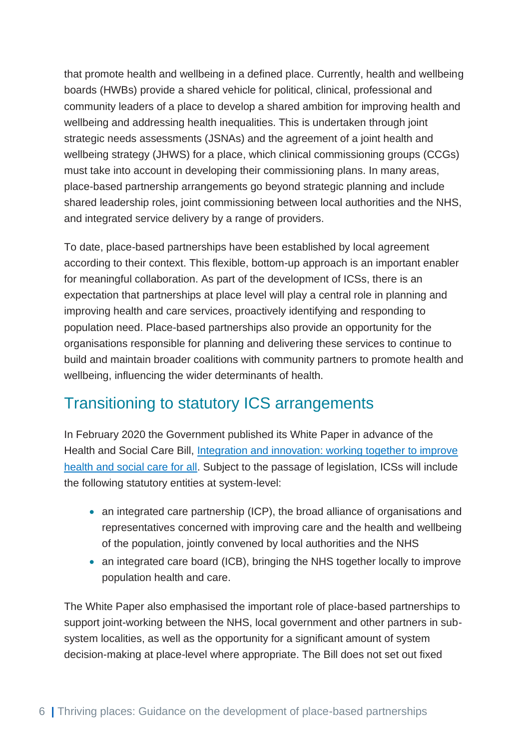that promote health and wellbeing in a defined place. Currently, health and wellbeing boards (HWBs) provide a shared vehicle for political, clinical, professional and community leaders of a place to develop a shared ambition for improving health and wellbeing and addressing health inequalities. This is undertaken through joint strategic needs assessments (JSNAs) and the agreement of a joint health and wellbeing strategy (JHWS) for a place, which clinical commissioning groups (CCGs) must take into account in developing their commissioning plans. In many areas, place-based partnership arrangements go beyond strategic planning and include shared leadership roles, joint commissioning between local authorities and the NHS, and integrated service delivery by a range of providers.

To date, place-based partnerships have been established by local agreement according to their context. This flexible, bottom-up approach is an important enabler for meaningful collaboration. As part of the development of ICSs, there is an expectation that partnerships at place level will play a central role in planning and improving health and care services, proactively identifying and responding to population need. Place-based partnerships also provide an opportunity for the organisations responsible for planning and delivering these services to continue to build and maintain broader coalitions with community partners to promote health and wellbeing, influencing the wider determinants of health.

## Transitioning to statutory ICS arrangements

In February 2020 the Government published its White Paper in advance of the Health and Social Care Bill, [Integration and innovation: working together to improve health and social care for all](). Subject to the passage of legislation, ICSs will include the following statutory entities at system-level:

- an integrated care partnership (ICP), the broad alliance of organisations and representatives concerned with improving care and the health and wellbeing of the population, jointly convened by local authorities and the NHS
- an integrated care board (ICB), bringing the NHS together locally to improve population health and care.

The White Paper also emphasised the important role of place-based partnerships to support joint-working between the NHS, local government and other partners in sub-system localities, as well as the opportunity for a significant amount of system decision-making at place-level where appropriate. The Bill does not set out fixed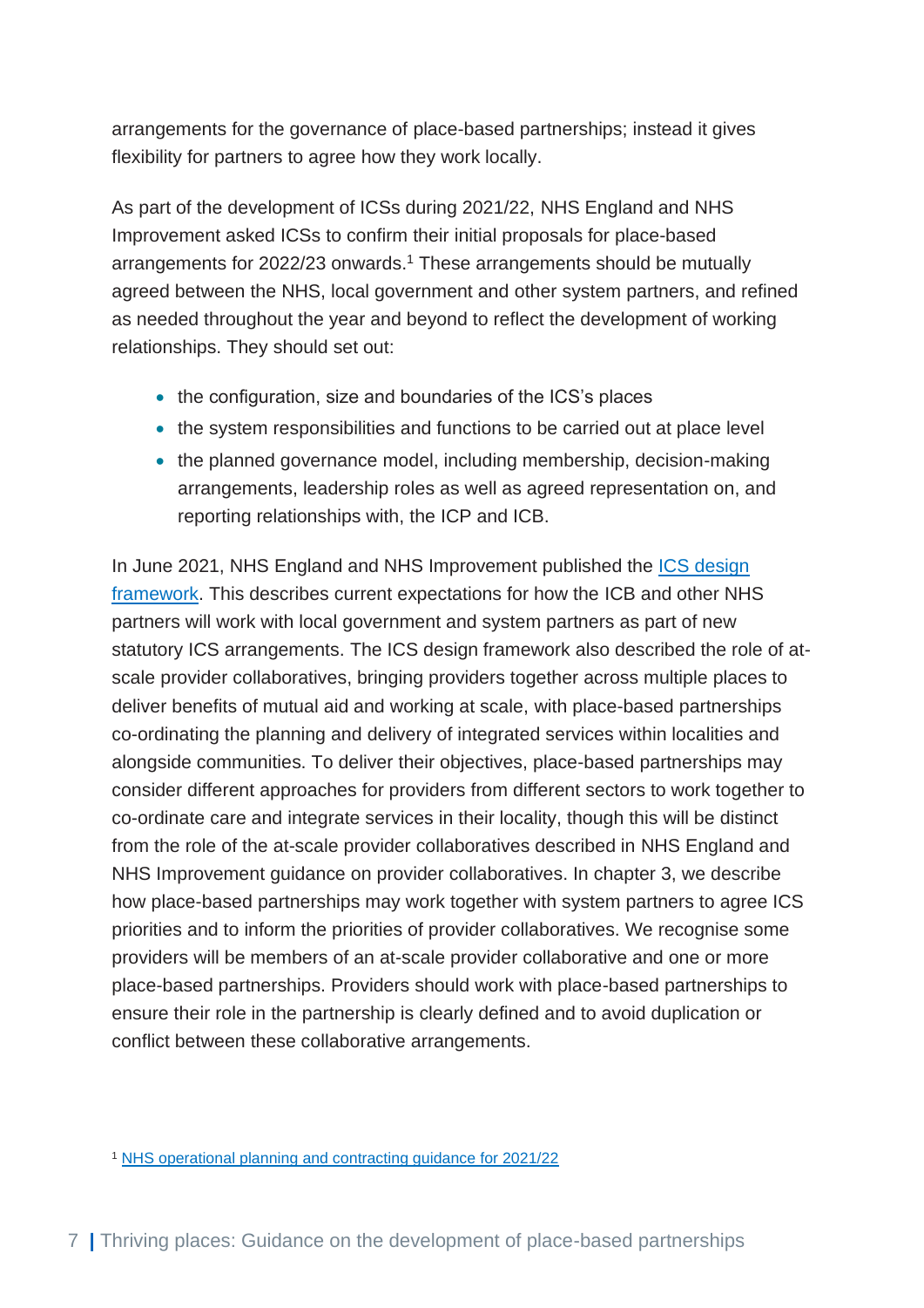arrangements for the governance of place-based partnerships; instead it gives flexibility for partners to agree how they work locally.

As part of the development of ICSs during 2021/22, NHS England and NHS Improvement asked ICSs to confirm their initial proposals for place-based arrangements for 2022/23 onwards.[1] These arrangements should be mutually agreed between the NHS, local government and other system partners, and refined as needed throughout the year and beyond to reflect the development of working relationships. They should set out:

- the configuration, size and boundaries of the ICS's places
- the system responsibilities and functions to be carried out at place level
- the planned governance model, including membership, decision-making arrangements, leadership roles as well as agreed representation on, and reporting relationships with, the ICP and ICB.

In June 2021, NHS England and NHS Improvement published the ICS design framework. This describes current expectations for how the ICB and other NHS partners will work with local government and system partners as part of new statutory ICS arrangements. The ICS design framework also described the role of at-scale provider collaboratives, bringing providers together across multiple places to deliver benefits of mutual aid and working at scale, with place-based partnerships co-ordinating the planning and delivery of integrated services within localities and alongside communities. To deliver their objectives, place-based partnerships may consider different approaches for providers from different sectors to work together to co-ordinate care and integrate services in their locality, though this will be distinct from the role of the at-scale provider collaboratives described in NHS England and NHS Improvement guidance on provider collaboratives. In chapter 3, we describe how place-based partnerships may work together with system partners to agree ICS priorities and to inform the priorities of provider collaboratives. We recognise some providers will be members of an at-scale provider collaborative and one or more place-based partnerships. Providers should work with place-based partnerships to ensure their role in the partnership is clearly defined and to avoid duplication or conflict between these collaborative arrangements.

[1] NHS operational planning and contracting guidance for 2021/22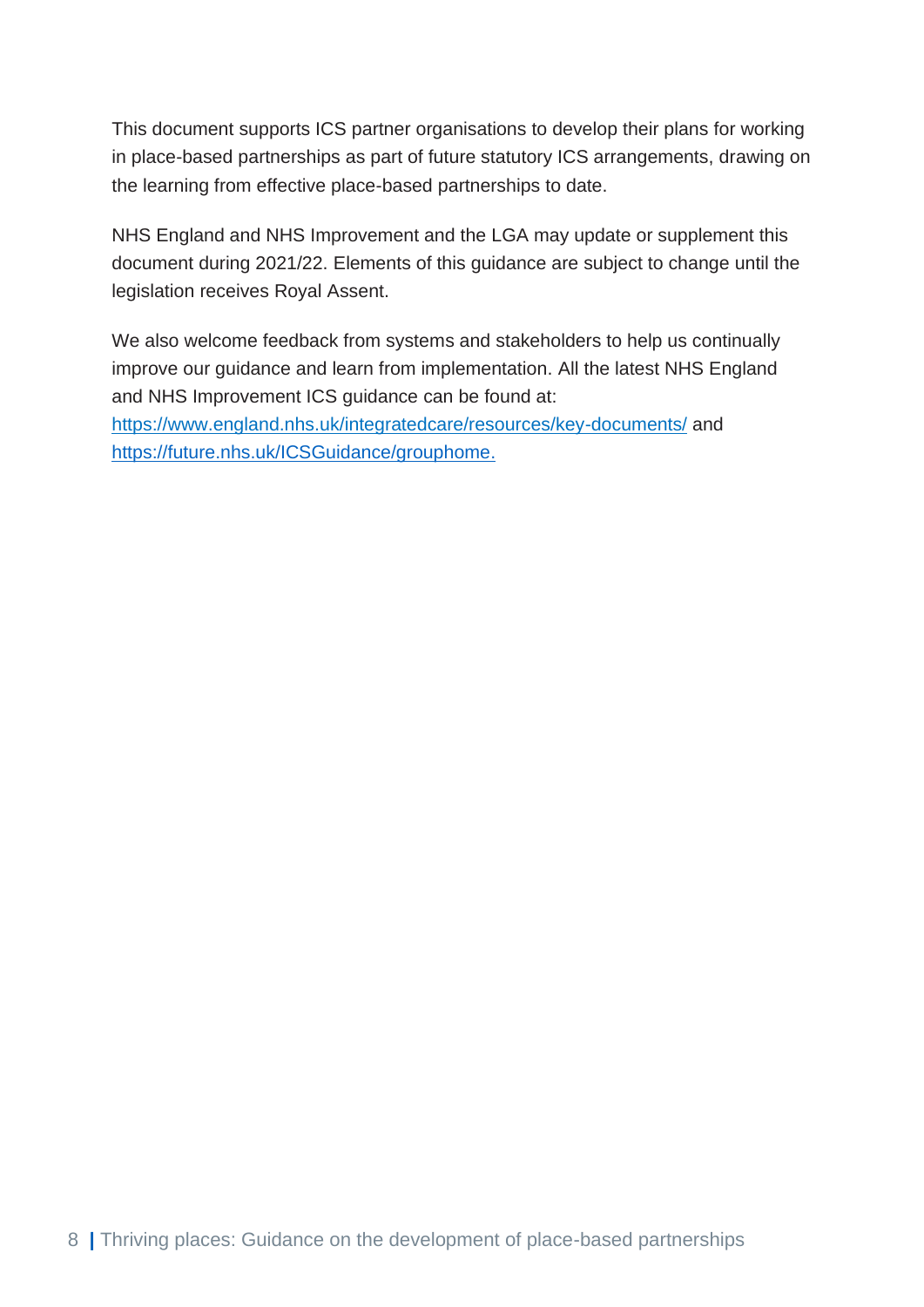This document supports ICS partner organisations to develop their plans for working in place-based partnerships as part of future statutory ICS arrangements, drawing on the learning from effective place-based partnerships to date.

NHS England and NHS Improvement and the LGA may update or supplement this document during 2021/22. Elements of this guidance are subject to change until the legislation receives Royal Assent.

We also welcome feedback from systems and stakeholders to help us continually improve our guidance and learn from implementation. All the latest NHS England and NHS Improvement ICS guidance can be found at: [https://www.england.nhs.uk/integratedcare/resources/key-documents/](https://www.england.nhs.uk/integratedcare/resources/key-documents/) and [https://future.nhs.uk/ICSGuidance/grouphome.](https://future.nhs.uk/ICSGuidance/grouphome)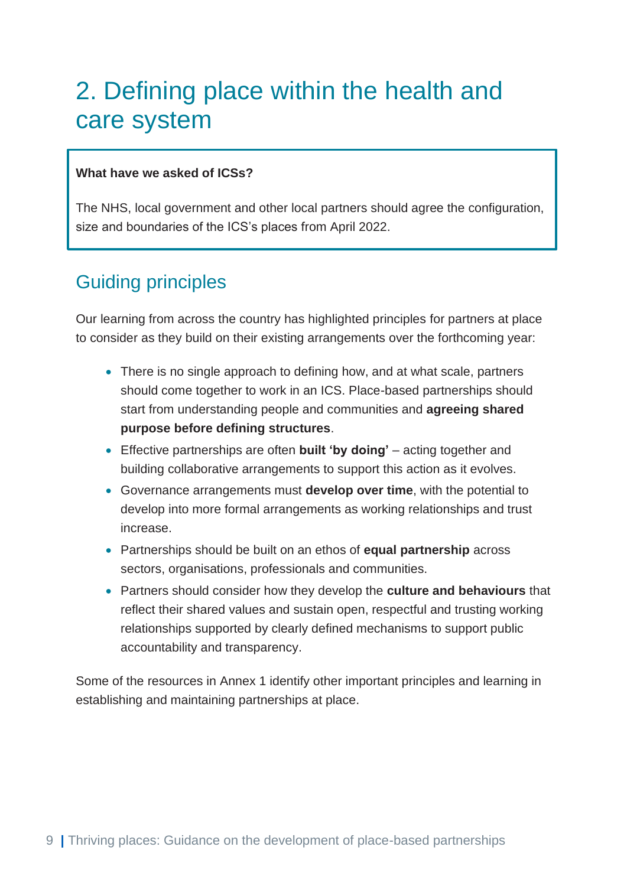# 2. Defining place within the health and care system

**What have we asked of ICSs?**

The NHS, local government and other local partners should agree the configuration, size and boundaries of the ICS's places from April 2022.

## Guiding principles

Our learning from across the country has highlighted principles for partners at place to consider as they build on their existing arrangements over the forthcoming year:

- There is no single approach to defining how, and at what scale, partners should come together to work in an ICS. Place-based partnerships should start from understanding people and communities and **agreeing shared purpose before defining structures**.
- Effective partnerships are often **built 'by doing'** – acting together and building collaborative arrangements to support this action as it evolves.
- Governance arrangements must **develop over time**, with the potential to develop into more formal arrangements as working relationships and trust increase.
- Partnerships should be built on an ethos of **equal partnership** across sectors, organisations, professionals and communities.
- Partners should consider how they develop the **culture and behaviours** that reflect their shared values and sustain open, respectful and trusting working relationships supported by clearly defined mechanisms to support public accountability and transparency.

Some of the resources in Annex 1 identify other important principles and learning in establishing and maintaining partnerships at place.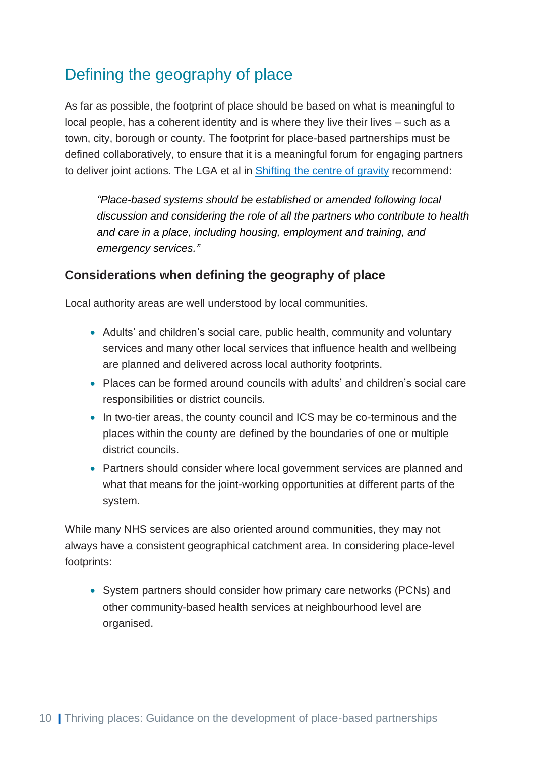## Defining the geography of place

As far as possible, the footprint of place should be based on what is meaningful to local people, has a coherent identity and is where they live their lives – such as a town, city, borough or county. The footprint for place-based partnerships must be defined collaboratively, to ensure that it is a meaningful forum for engaging partners to deliver joint actions. The LGA et al in [Shifting the centre of gravity](#) recommend:

> *"Place-based systems should be established or amended following local discussion and considering the role of all the partners who contribute to health and care in a place, including housing, employment and training, and emergency services."*

### Considerations when defining the geography of place

Local authority areas are well understood by local communities.

- Adults' and children's social care, public health, community and voluntary services and many other local services that influence health and wellbeing are planned and delivered across local authority footprints.
- Places can be formed around councils with adults' and children's social care responsibilities or district councils.
- In two-tier areas, the county council and ICS may be co-terminous and the places within the county are defined by the boundaries of one or multiple district councils.
- Partners should consider where local government services are planned and what that means for the joint-working opportunities at different parts of the system.

While many NHS services are also oriented around communities, they may not always have a consistent geographical catchment area. In considering place-level footprints:

- System partners should consider how primary care networks (PCNs) and other community-based health services at neighbourhood level are organised.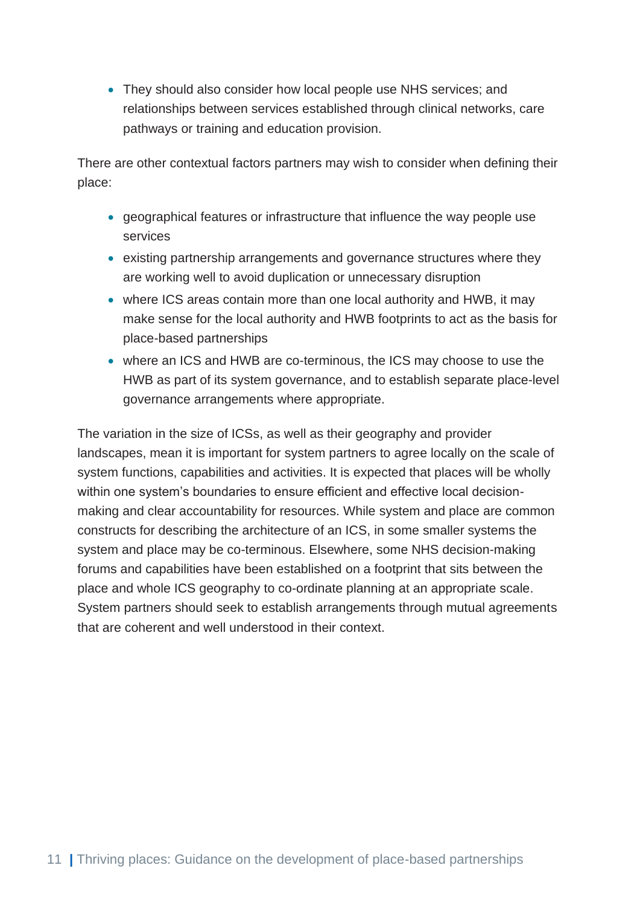- They should also consider how local people use NHS services; and relationships between services established through clinical networks, care pathways or training and education provision.

There are other contextual factors partners may wish to consider when defining their place:

- geographical features or infrastructure that influence the way people use services
- existing partnership arrangements and governance structures where they are working well to avoid duplication or unnecessary disruption
- where ICS areas contain more than one local authority and HWB, it may make sense for the local authority and HWB footprints to act as the basis for place-based partnerships
- where an ICS and HWB are co-terminous, the ICS may choose to use the HWB as part of its system governance, and to establish separate place-level governance arrangements where appropriate.

The variation in the size of ICSs, as well as their geography and provider landscapes, mean it is important for system partners to agree locally on the scale of system functions, capabilities and activities. It is expected that places will be wholly within one system's boundaries to ensure efficient and effective local decision-making and clear accountability for resources. While system and place are common constructs for describing the architecture of an ICS, in some smaller systems the system and place may be co-terminous. Elsewhere, some NHS decision-making forums and capabilities have been established on a footprint that sits between the place and whole ICS geography to co-ordinate planning at an appropriate scale. System partners should seek to establish arrangements through mutual agreements that are coherent and well understood in their context.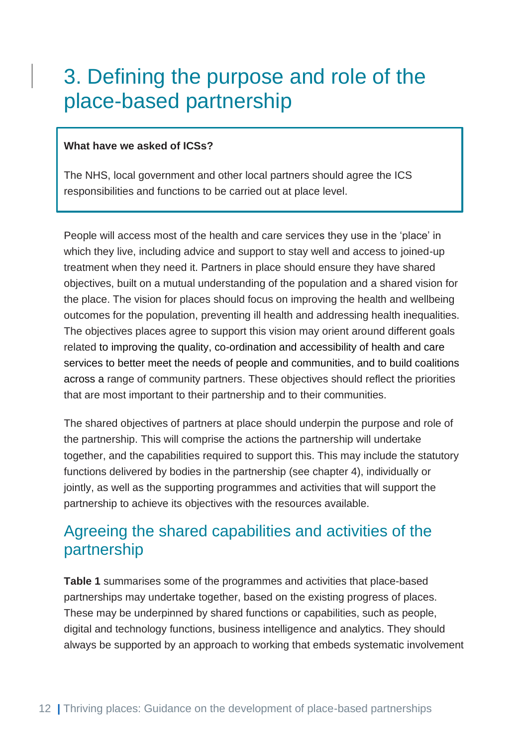# 3. Defining the purpose and role of the place-based partnership

**What have we asked of ICSs?**

The NHS, local government and other local partners should agree the ICS responsibilities and functions to be carried out at place level.

People will access most of the health and care services they use in the 'place' in which they live, including advice and support to stay well and access to joined-up treatment when they need it. Partners in place should ensure they have shared objectives, built on a mutual understanding of the population and a shared vision for the place. The vision for places should focus on improving the health and wellbeing outcomes for the population, preventing ill health and addressing health inequalities. The objectives places agree to support this vision may orient around different goals related to improving the quality, co-ordination and accessibility of health and care services to better meet the needs of people and communities, and to build coalitions across a range of community partners. These objectives should reflect the priorities that are most important to their partnership and to their communities.

The shared objectives of partners at place should underpin the purpose and role of the partnership. This will comprise the actions the partnership will undertake together, and the capabilities required to support this. This may include the statutory functions delivered by bodies in the partnership (see chapter 4), individually or jointly, as well as the supporting programmes and activities that will support the partnership to achieve its objectives with the resources available.

## Agreeing the shared capabilities and activities of the partnership

**Table 1** summarises some of the programmes and activities that place-based partnerships may undertake together, based on the existing progress of places. These may be underpinned by shared functions or capabilities, such as people, digital and technology functions, business intelligence and analytics. They should always be supported by an approach to working that embeds systematic involvement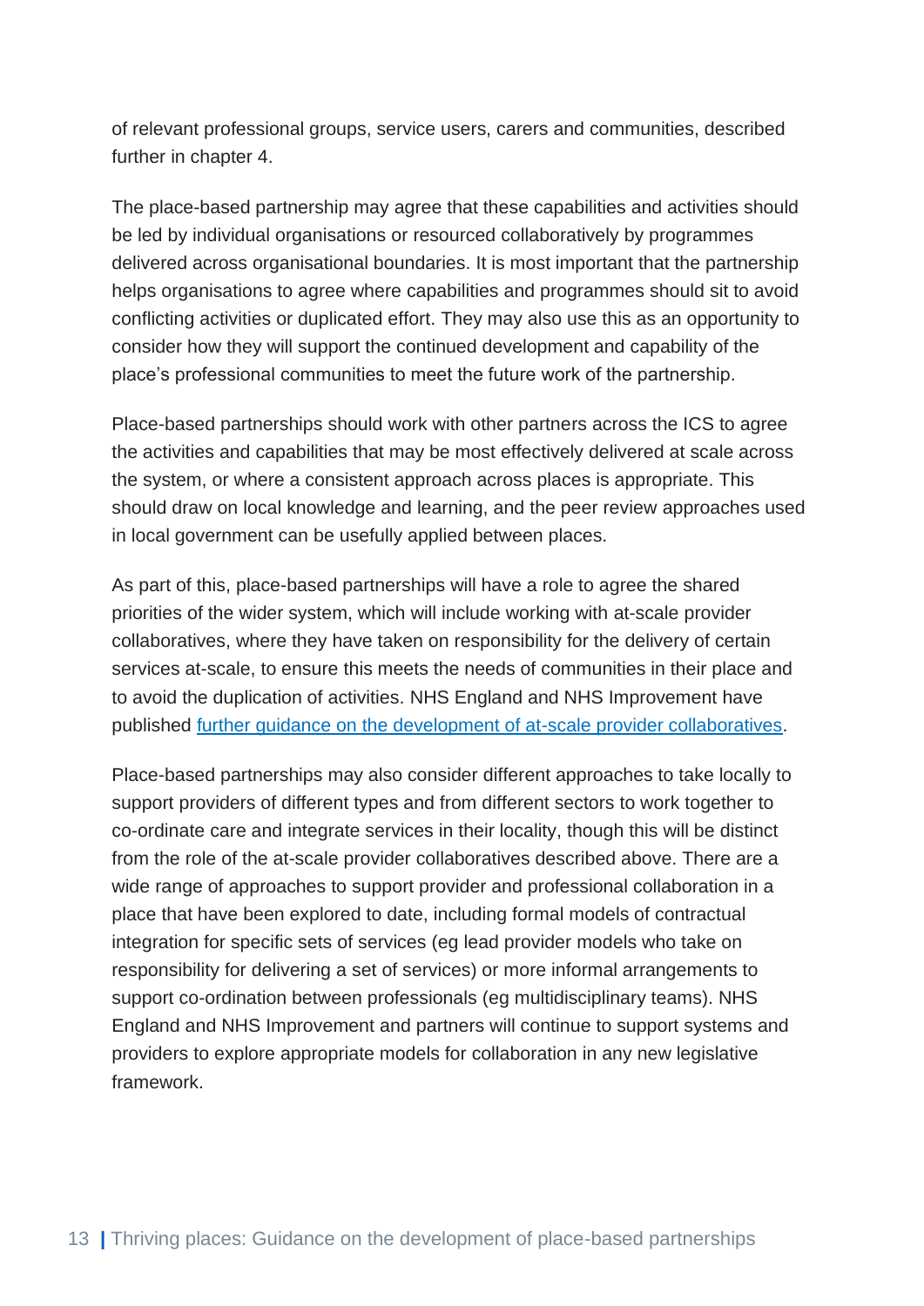of relevant professional groups, service users, carers and communities, described further in chapter 4.

The place-based partnership may agree that these capabilities and activities should be led by individual organisations or resourced collaboratively by programmes delivered across organisational boundaries. It is most important that the partnership helps organisations to agree where capabilities and programmes should sit to avoid conflicting activities or duplicated effort. They may also use this as an opportunity to consider how they will support the continued development and capability of the place's professional communities to meet the future work of the partnership.

Place-based partnerships should work with other partners across the ICS to agree the activities and capabilities that may be most effectively delivered at scale across the system, or where a consistent approach across places is appropriate. This should draw on local knowledge and learning, and the peer review approaches used in local government can be usefully applied between places.

As part of this, place-based partnerships will have a role to agree the shared priorities of the wider system, which will include working with at-scale provider collaboratives, where they have taken on responsibility for the delivery of certain services at-scale, to ensure this meets the needs of communities in their place and to avoid the duplication of activities. NHS England and NHS Improvement have published [further guidance on the development of at-scale provider collaboratives](#).

Place-based partnerships may also consider different approaches to take locally to support providers of different types and from different sectors to work together to co-ordinate care and integrate services in their locality, though this will be distinct from the role of the at-scale provider collaboratives described above. There are a wide range of approaches to support provider and professional collaboration in a place that have been explored to date, including formal models of contractual integration for specific sets of services (eg lead provider models who take on responsibility for delivering a set of services) or more informal arrangements to support co-ordination between professionals (eg multidisciplinary teams). NHS England and NHS Improvement and partners will continue to support systems and providers to explore appropriate models for collaboration in any new legislative framework.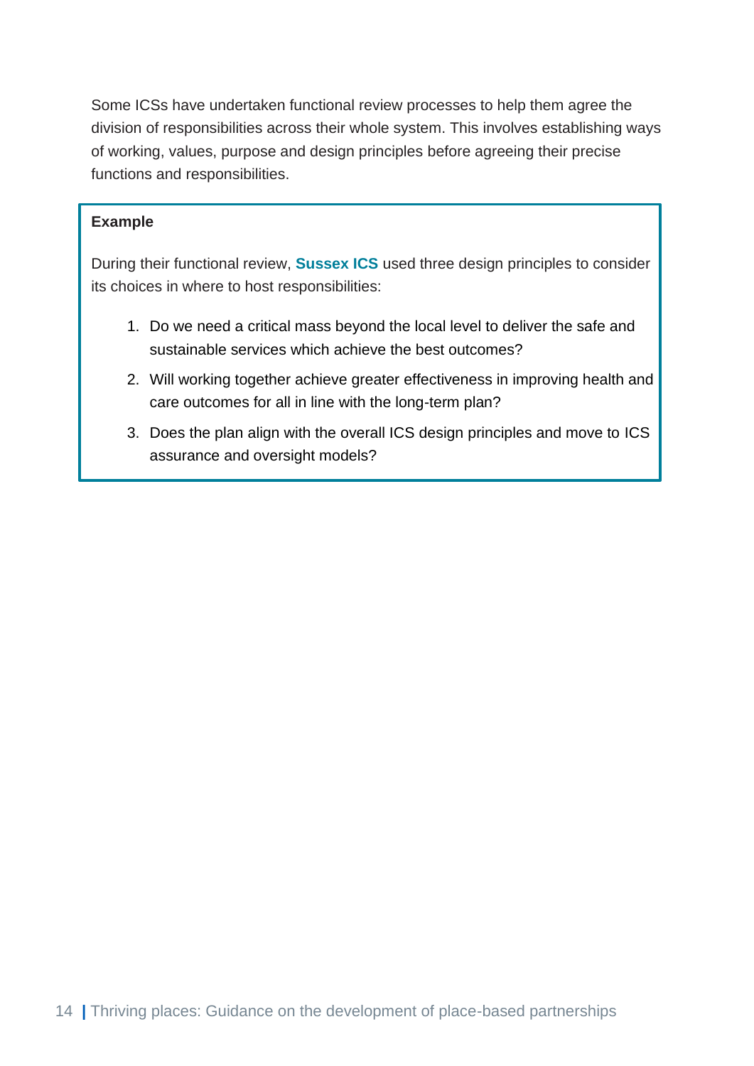Some ICSs have undertaken functional review processes to help them agree the division of responsibilities across their whole system. This involves establishing ways of working, values, purpose and design principles before agreeing their precise functions and responsibilities.

**Example**

During their functional review, **Sussex ICS** used three design principles to consider its choices in where to host responsibilities:

1. Do we need a critical mass beyond the local level to deliver the safe and sustainable services which achieve the best outcomes?
2. Will working together achieve greater effectiveness in improving health and care outcomes for all in line with the long-term plan?
3. Does the plan align with the overall ICS design principles and move to ICS assurance and oversight models?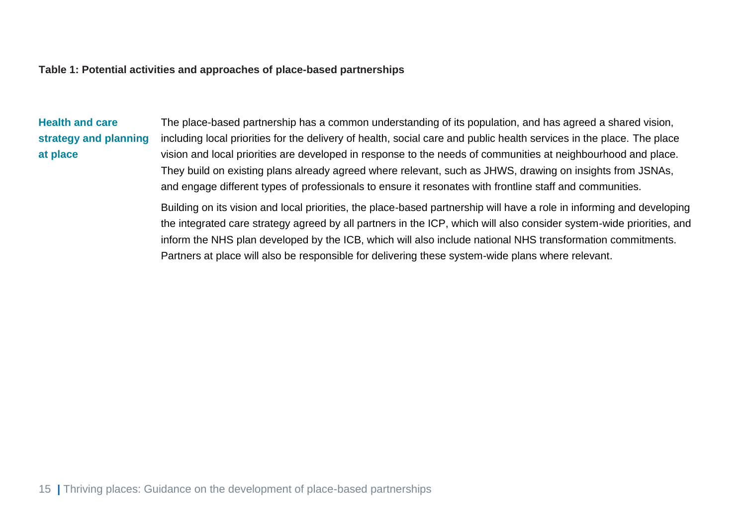**Table 1: Potential activities and approaches of place-based partnerships**

| | |
|---|---|
| **Health and care strategy and planning at place** | The place-based partnership has a common understanding of its population, and has agreed a shared vision, including local priorities for the delivery of health, social care and public health services in the place. The place vision and local priorities are developed in response to the needs of communities at neighbourhood and place. They build on existing plans already agreed where relevant, such as JHWS, drawing on insights from JSNAs, and engage different types of professionals to ensure it resonates with frontline staff and communities.<br><br>Building on its vision and local priorities, the place-based partnership will have a role in informing and developing the integrated care strategy agreed by all partners in the ICP, which will also consider system-wide priorities, and inform the NHS plan developed by the ICB, which will also include national NHS transformation commitments. Partners at place will also be responsible for delivering these system-wide plans where relevant. |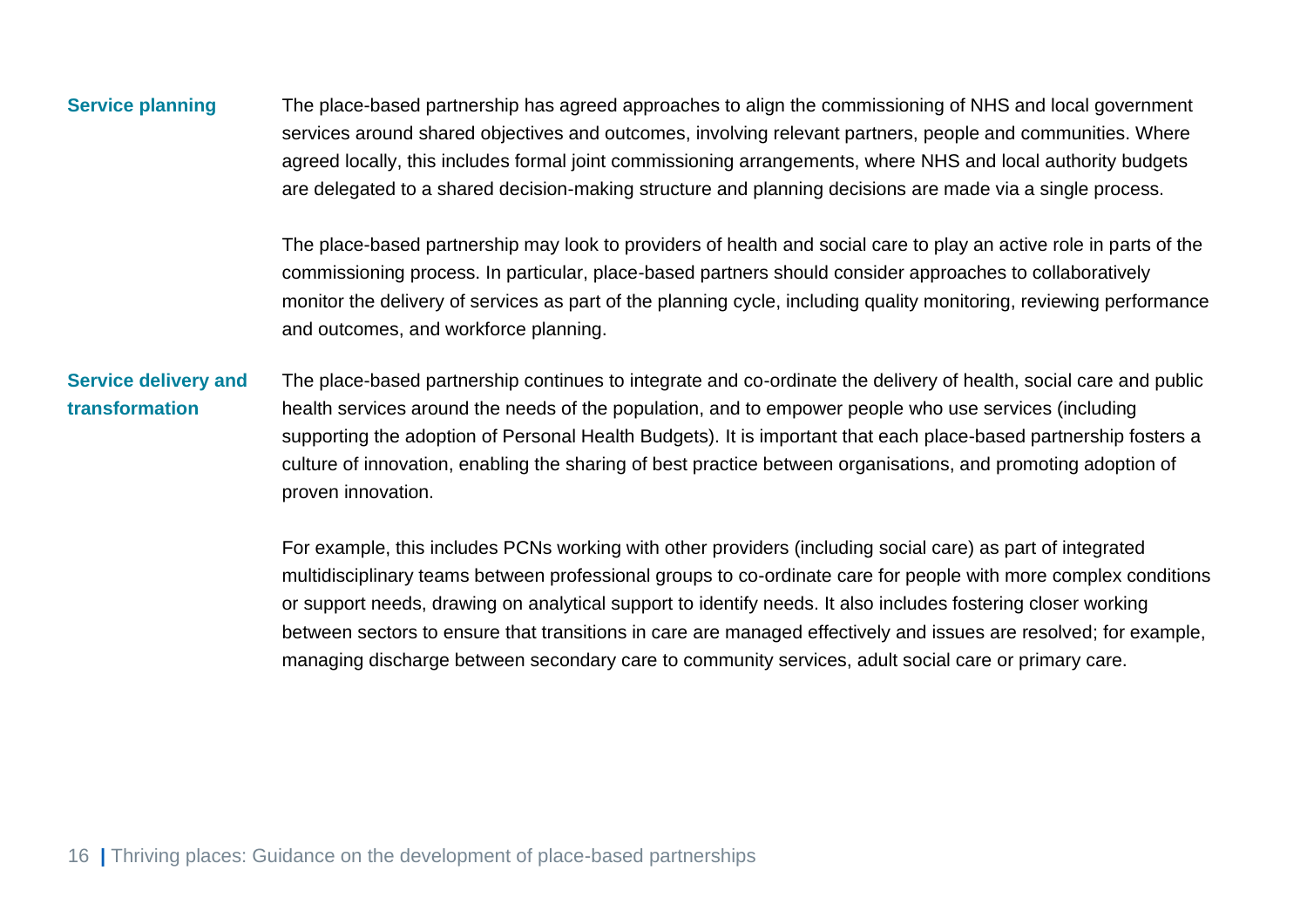| | |
|---|---|
| **Service planning** | The place-based partnership has agreed approaches to align the commissioning of NHS and local government services around shared objectives and outcomes, involving relevant partners, people and communities. Where agreed locally, this includes formal joint commissioning arrangements, where NHS and local authority budgets are delegated to a shared decision-making structure and planning decisions are made via a single process.<br><br>The place-based partnership may look to providers of health and social care to play an active role in parts of the commissioning process. In particular, place-based partners should consider approaches to collaboratively monitor the delivery of services as part of the planning cycle, including quality monitoring, reviewing performance and outcomes, and workforce planning. |
| **Service delivery and transformation** | The place-based partnership continues to integrate and co-ordinate the delivery of health, social care and public health services around the needs of the population, and to empower people who use services (including supporting the adoption of Personal Health Budgets). It is important that each place-based partnership fosters a culture of innovation, enabling the sharing of best practice between organisations, and promoting adoption of proven innovation.<br><br>For example, this includes PCNs working with other providers (including social care) as part of integrated multidisciplinary teams between professional groups to co-ordinate care for people with more complex conditions or support needs, drawing on analytical support to identify needs. It also includes fostering closer working between sectors to ensure that transitions in care are managed effectively and issues are resolved; for example, managing discharge between secondary care to community services, adult social care or primary care. |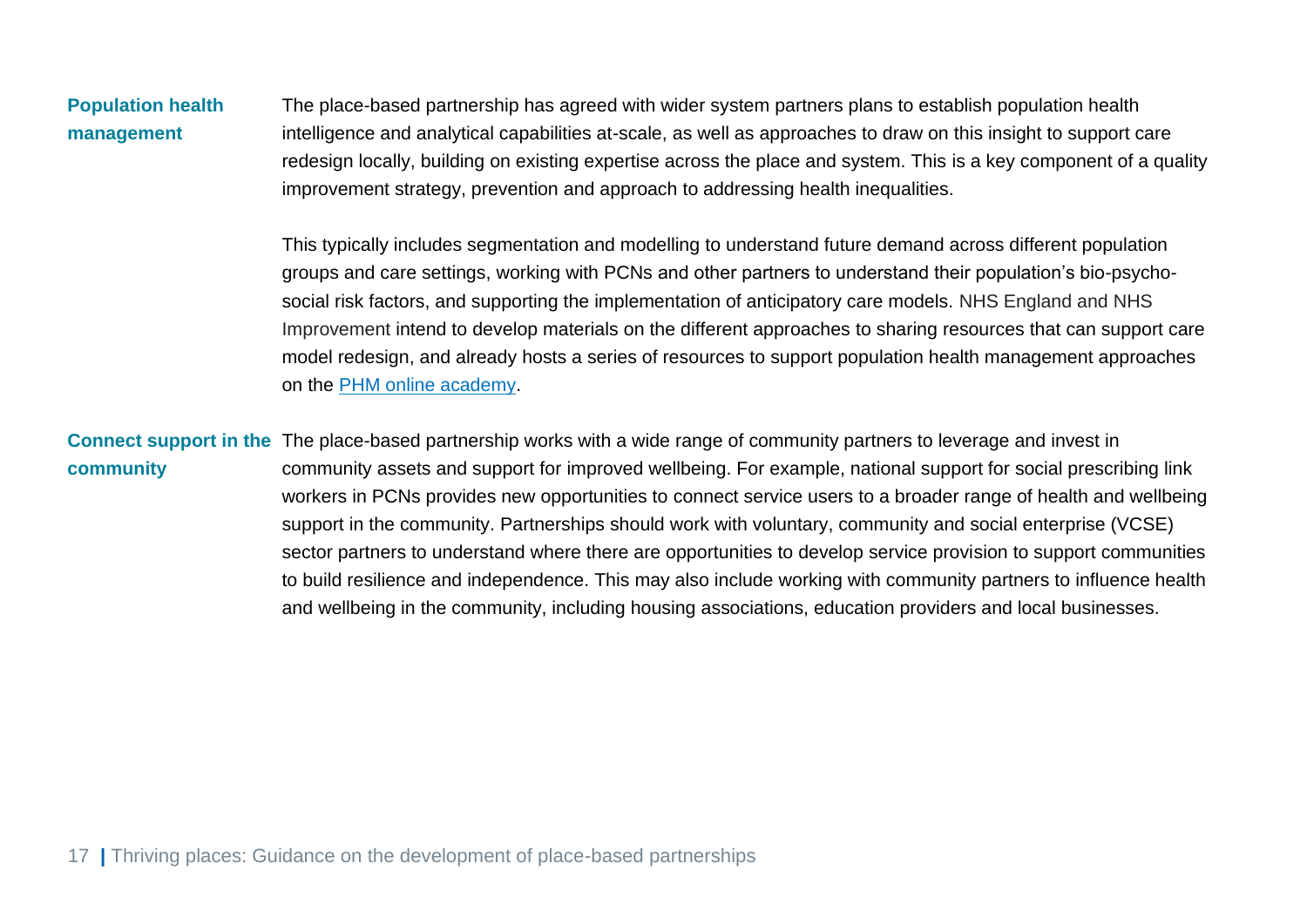| | |
|---|---|
| **Population health management** | The place-based partnership has agreed with wider system partners plans to establish population health intelligence and analytical capabilities at-scale, as well as approaches to draw on this insight to support care redesign locally, building on existing expertise across the place and system. This is a key component of a quality improvement strategy, prevention and approach to addressing health inequalities.<br><br>This typically includes segmentation and modelling to understand future demand across different population groups and care settings, working with PCNs and other partners to understand their population's bio-psycho-social risk factors, and supporting the implementation of anticipatory care models. NHS England and NHS Improvement intend to develop materials on the different approaches to sharing resources that can support care model redesign, and already hosts a series of resources to support population health management approaches on the PHM online academy. |
| **Connect support in the community** | The place-based partnership works with a wide range of community partners to leverage and invest in community assets and support for improved wellbeing. For example, national support for social prescribing link workers in PCNs provides new opportunities to connect service users to a broader range of health and wellbeing support in the community. Partnerships should work with voluntary, community and social enterprise (VCSE) sector partners to understand where there are opportunities to develop service provision to support communities to build resilience and independence. This may also include working with community partners to influence health and wellbeing in the community, including housing associations, education providers and local businesses. |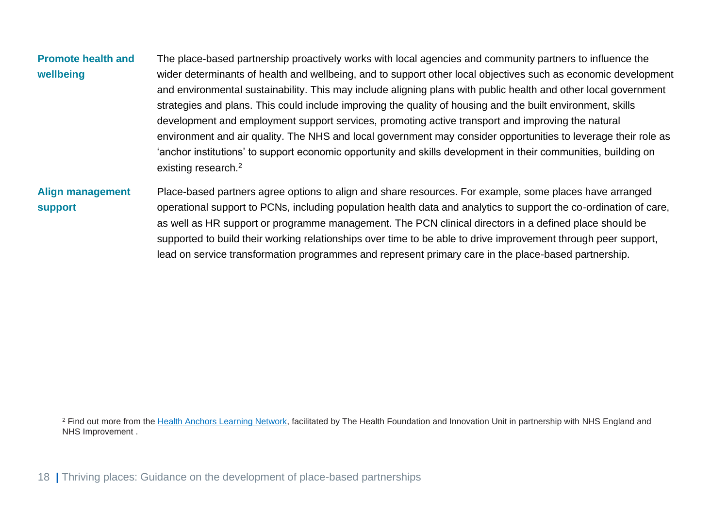| | |
|---|---|
| **Promote health and wellbeing** | The place-based partnership proactively works with local agencies and community partners to influence the wider determinants of health and wellbeing, and to support other local objectives such as economic development and environmental sustainability. This may include aligning plans with public health and other local government strategies and plans. This could include improving the quality of housing and the built environment, skills development and employment support services, promoting active transport and improving the natural environment and air quality. The NHS and local government may consider opportunities to leverage their role as 'anchor institutions' to support economic opportunity and skills development in their communities, building on existing research.[2] |
| **Align management support** | Place-based partners agree options to align and share resources. For example, some places have arranged operational support to PCNs, including population health data and analytics to support the co-ordination of care, as well as HR support or programme management. The PCN clinical directors in a defined place should be supported to build their working relationships over time to be able to drive improvement through peer support, lead on service transformation programmes and represent primary care in the place-based partnership. |

[2] Find out more from the Health Anchors Learning Network, facilitated by The Health Foundation and Innovation Unit in partnership with NHS England and NHS Improvement .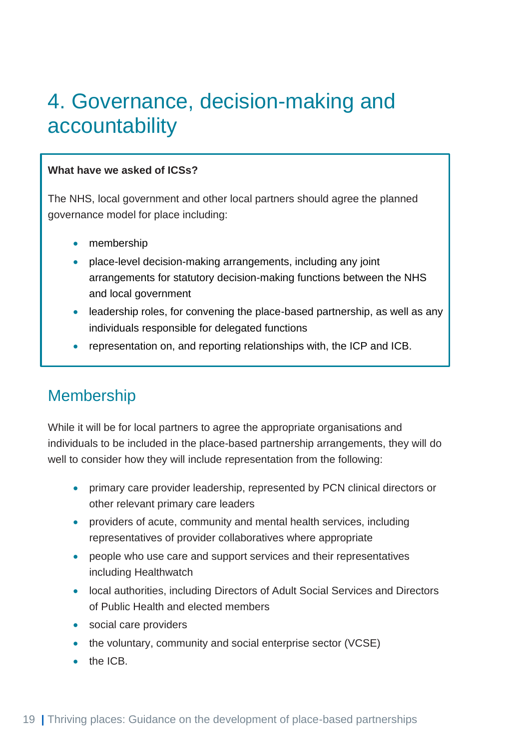# 4. Governance, decision-making and accountability

**What have we asked of ICSs?**

The NHS, local government and other local partners should agree the planned governance model for place including:

- membership
- place-level decision-making arrangements, including any joint arrangements for statutory decision-making functions between the NHS and local government
- leadership roles, for convening the place-based partnership, as well as any individuals responsible for delegated functions
- representation on, and reporting relationships with, the ICP and ICB.

## Membership

While it will be for local partners to agree the appropriate organisations and individuals to be included in the place-based partnership arrangements, they will do well to consider how they will include representation from the following:

- primary care provider leadership, represented by PCN clinical directors or other relevant primary care leaders
- providers of acute, community and mental health services, including representatives of provider collaboratives where appropriate
- people who use care and support services and their representatives including Healthwatch
- local authorities, including Directors of Adult Social Services and Directors of Public Health and elected members
- social care providers
- the voluntary, community and social enterprise sector (VCSE)
- the ICB.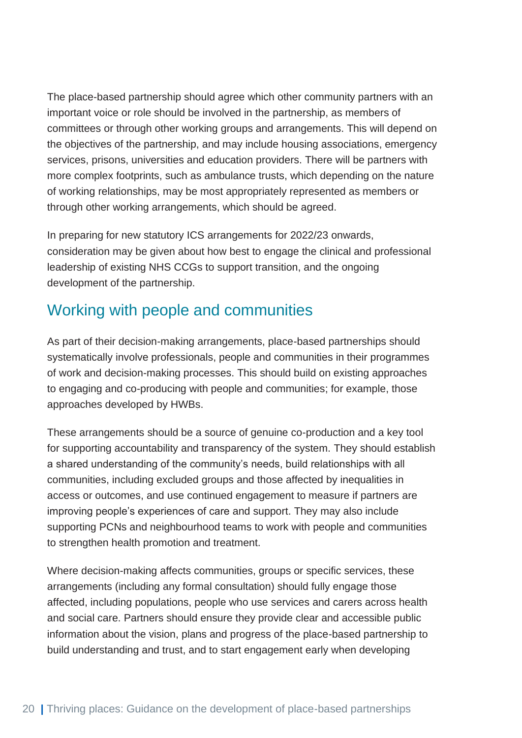The place-based partnership should agree which other community partners with an important voice or role should be involved in the partnership, as members of committees or through other working groups and arrangements. This will depend on the objectives of the partnership, and may include housing associations, emergency services, prisons, universities and education providers. There will be partners with more complex footprints, such as ambulance trusts, which depending on the nature of working relationships, may be most appropriately represented as members or through other working arrangements, which should be agreed.

In preparing for new statutory ICS arrangements for 2022/23 onwards, consideration may be given about how best to engage the clinical and professional leadership of existing NHS CCGs to support transition, and the ongoing development of the partnership.

## Working with people and communities

As part of their decision-making arrangements, place-based partnerships should systematically involve professionals, people and communities in their programmes of work and decision-making processes. This should build on existing approaches to engaging and co-producing with people and communities; for example, those approaches developed by HWBs.

These arrangements should be a source of genuine co-production and a key tool for supporting accountability and transparency of the system. They should establish a shared understanding of the community's needs, build relationships with all communities, including excluded groups and those affected by inequalities in access or outcomes, and use continued engagement to measure if partners are improving people's experiences of care and support. They may also include supporting PCNs and neighbourhood teams to work with people and communities to strengthen health promotion and treatment.

Where decision-making affects communities, groups or specific services, these arrangements (including any formal consultation) should fully engage those affected, including populations, people who use services and carers across health and social care. Partners should ensure they provide clear and accessible public information about the vision, plans and progress of the place-based partnership to build understanding and trust, and to start engagement early when developing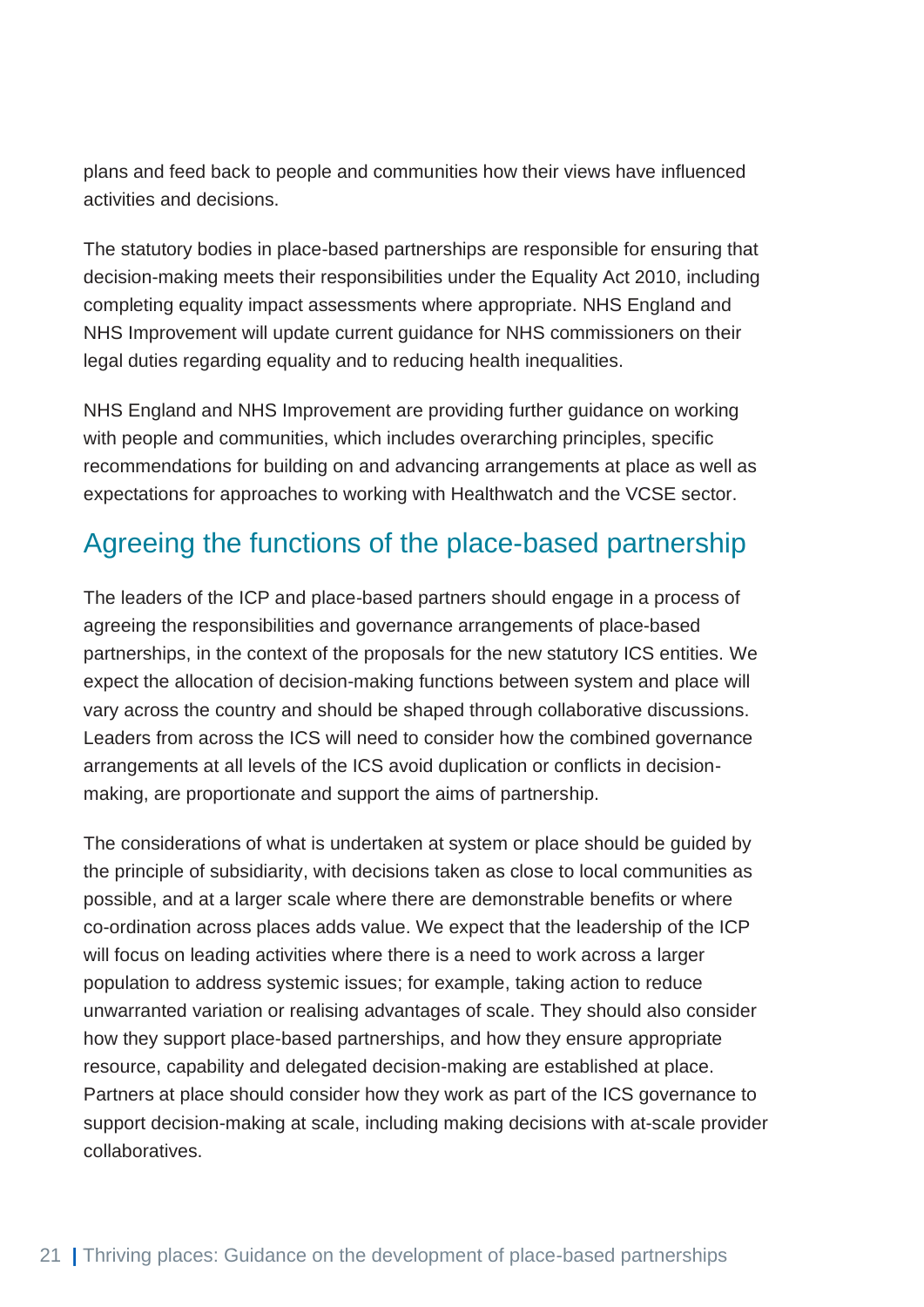plans and feed back to people and communities how their views have influenced activities and decisions.

The statutory bodies in place-based partnerships are responsible for ensuring that decision-making meets their responsibilities under the Equality Act 2010, including completing equality impact assessments where appropriate. NHS England and NHS Improvement will update current guidance for NHS commissioners on their legal duties regarding equality and to reducing health inequalities.

NHS England and NHS Improvement are providing further guidance on working with people and communities, which includes overarching principles, specific recommendations for building on and advancing arrangements at place as well as expectations for approaches to working with Healthwatch and the VCSE sector.

## Agreeing the functions of the place-based partnership

The leaders of the ICP and place-based partners should engage in a process of agreeing the responsibilities and governance arrangements of place-based partnerships, in the context of the proposals for the new statutory ICS entities. We expect the allocation of decision-making functions between system and place will vary across the country and should be shaped through collaborative discussions. Leaders from across the ICS will need to consider how the combined governance arrangements at all levels of the ICS avoid duplication or conflicts in decision-making, are proportionate and support the aims of partnership.

The considerations of what is undertaken at system or place should be guided by the principle of subsidiarity, with decisions taken as close to local communities as possible, and at a larger scale where there are demonstrable benefits or where co-ordination across places adds value. We expect that the leadership of the ICP will focus on leading activities where there is a need to work across a larger population to address systemic issues; for example, taking action to reduce unwarranted variation or realising advantages of scale. They should also consider how they support place-based partnerships, and how they ensure appropriate resource, capability and delegated decision-making are established at place. Partners at place should consider how they work as part of the ICS governance to support decision-making at scale, including making decisions with at-scale provider collaboratives.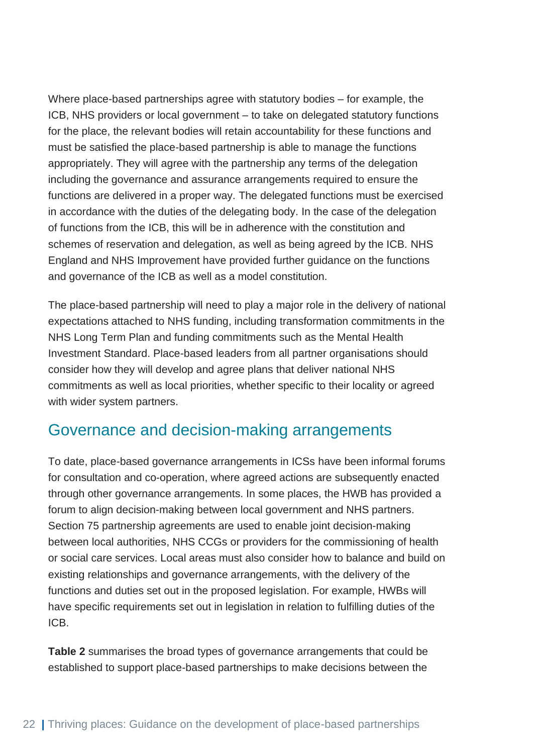Where place-based partnerships agree with statutory bodies – for example, the ICB, NHS providers or local government – to take on delegated statutory functions for the place, the relevant bodies will retain accountability for these functions and must be satisfied the place-based partnership is able to manage the functions appropriately. They will agree with the partnership any terms of the delegation including the governance and assurance arrangements required to ensure the functions are delivered in a proper way. The delegated functions must be exercised in accordance with the duties of the delegating body. In the case of the delegation of functions from the ICB, this will be in adherence with the constitution and schemes of reservation and delegation, as well as being agreed by the ICB. NHS England and NHS Improvement have provided further guidance on the functions and governance of the ICB as well as a model constitution.

The place-based partnership will need to play a major role in the delivery of national expectations attached to NHS funding, including transformation commitments in the NHS Long Term Plan and funding commitments such as the Mental Health Investment Standard. Place-based leaders from all partner organisations should consider how they will develop and agree plans that deliver national NHS commitments as well as local priorities, whether specific to their locality or agreed with wider system partners.

## Governance and decision-making arrangements

To date, place-based governance arrangements in ICSs have been informal forums for consultation and co-operation, where agreed actions are subsequently enacted through other governance arrangements. In some places, the HWB has provided a forum to align decision-making between local government and NHS partners. Section 75 partnership agreements are used to enable joint decision-making between local authorities, NHS CCGs or providers for the commissioning of health or social care services. Local areas must also consider how to balance and build on existing relationships and governance arrangements, with the delivery of the functions and duties set out in the proposed legislation. For example, HWBs will have specific requirements set out in legislation in relation to fulfilling duties of the ICB.

**Table 2** summarises the broad types of governance arrangements that could be established to support place-based partnerships to make decisions between the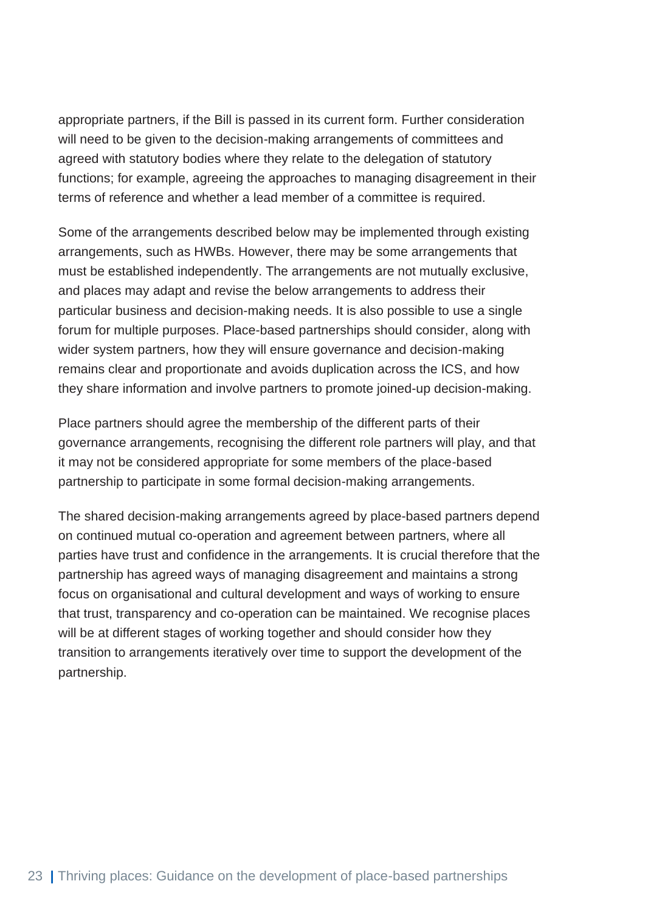appropriate partners, if the Bill is passed in its current form. Further consideration will need to be given to the decision-making arrangements of committees and agreed with statutory bodies where they relate to the delegation of statutory functions; for example, agreeing the approaches to managing disagreement in their terms of reference and whether a lead member of a committee is required.

Some of the arrangements described below may be implemented through existing arrangements, such as HWBs. However, there may be some arrangements that must be established independently. The arrangements are not mutually exclusive, and places may adapt and revise the below arrangements to address their particular business and decision-making needs. It is also possible to use a single forum for multiple purposes. Place-based partnerships should consider, along with wider system partners, how they will ensure governance and decision-making remains clear and proportionate and avoids duplication across the ICS, and how they share information and involve partners to promote joined-up decision-making.

Place partners should agree the membership of the different parts of their governance arrangements, recognising the different role partners will play, and that it may not be considered appropriate for some members of the place-based partnership to participate in some formal decision-making arrangements.

The shared decision-making arrangements agreed by place-based partners depend on continued mutual co-operation and agreement between partners, where all parties have trust and confidence in the arrangements. It is crucial therefore that the partnership has agreed ways of managing disagreement and maintains a strong focus on organisational and cultural development and ways of working to ensure that trust, transparency and co-operation can be maintained. We recognise places will be at different stages of working together and should consider how they transition to arrangements iteratively over time to support the development of the partnership.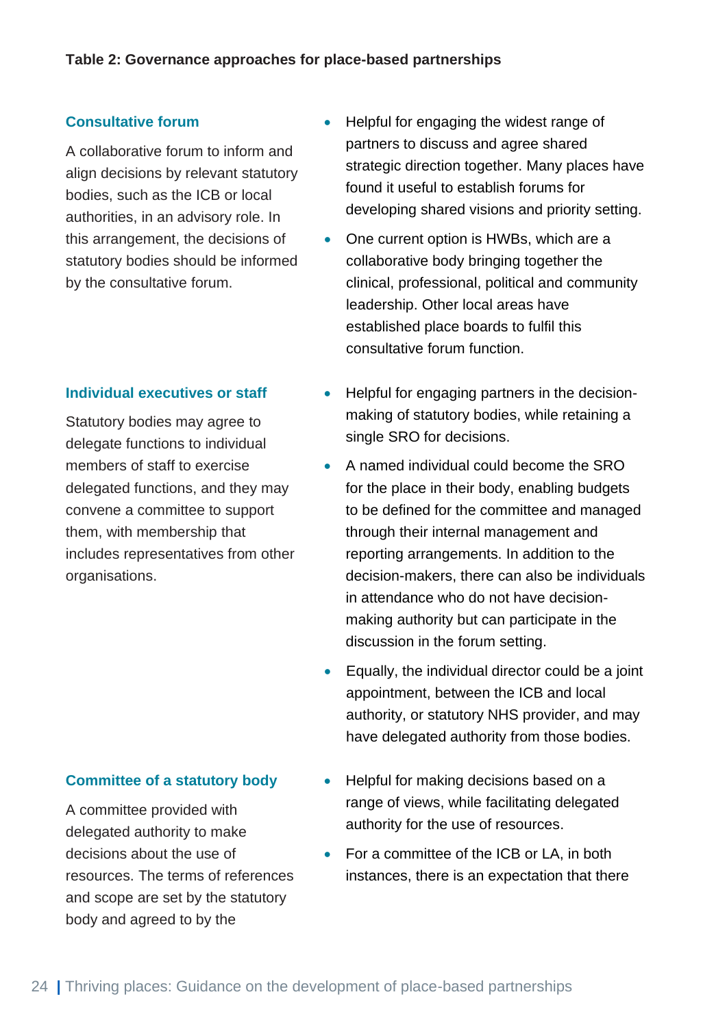**Table 2: Governance approaches for place-based partnerships**

| Approach | Description |
| --- | --- |
| **Consultative forum**<br><br>A collaborative forum to inform and align decisions by relevant statutory bodies, such as the ICB or local authorities, in an advisory role. In this arrangement, the decisions of statutory bodies should be informed by the consultative forum. | • Helpful for engaging the widest range of partners to discuss and agree shared strategic direction together. Many places have found it useful to establish forums for developing shared visions and priority setting.<br>• One current option is HWBs, which are a collaborative body bringing together the clinical, professional, political and community leadership. Other local areas have established place boards to fulfil this consultative forum function. |
| **Individual executives or staff**<br><br>Statutory bodies may agree to delegate functions to individual members of staff to exercise delegated functions, and they may convene a committee to support them, with membership that includes representatives from other organisations. | • Helpful for engaging partners in the decision-making of statutory bodies, while retaining a single SRO for decisions.<br>• A named individual could become the SRO for the place in their body, enabling budgets to be defined for the committee and managed through their internal management and reporting arrangements. In addition to the decision-makers, there can also be individuals in attendance who do not have decision-making authority but can participate in the discussion in the forum setting.<br>• Equally, the individual director could be a joint appointment, between the ICB and local authority, or statutory NHS provider, and may have delegated authority from those bodies. |
| **Committee of a statutory body**<br><br>A committee provided with delegated authority to make decisions about the use of resources. The terms of references and scope are set by the statutory body and agreed to by the | • Helpful for making decisions based on a range of views, while facilitating delegated authority for the use of resources.<br>• For a committee of the ICB or LA, in both instances, there is an expectation that there |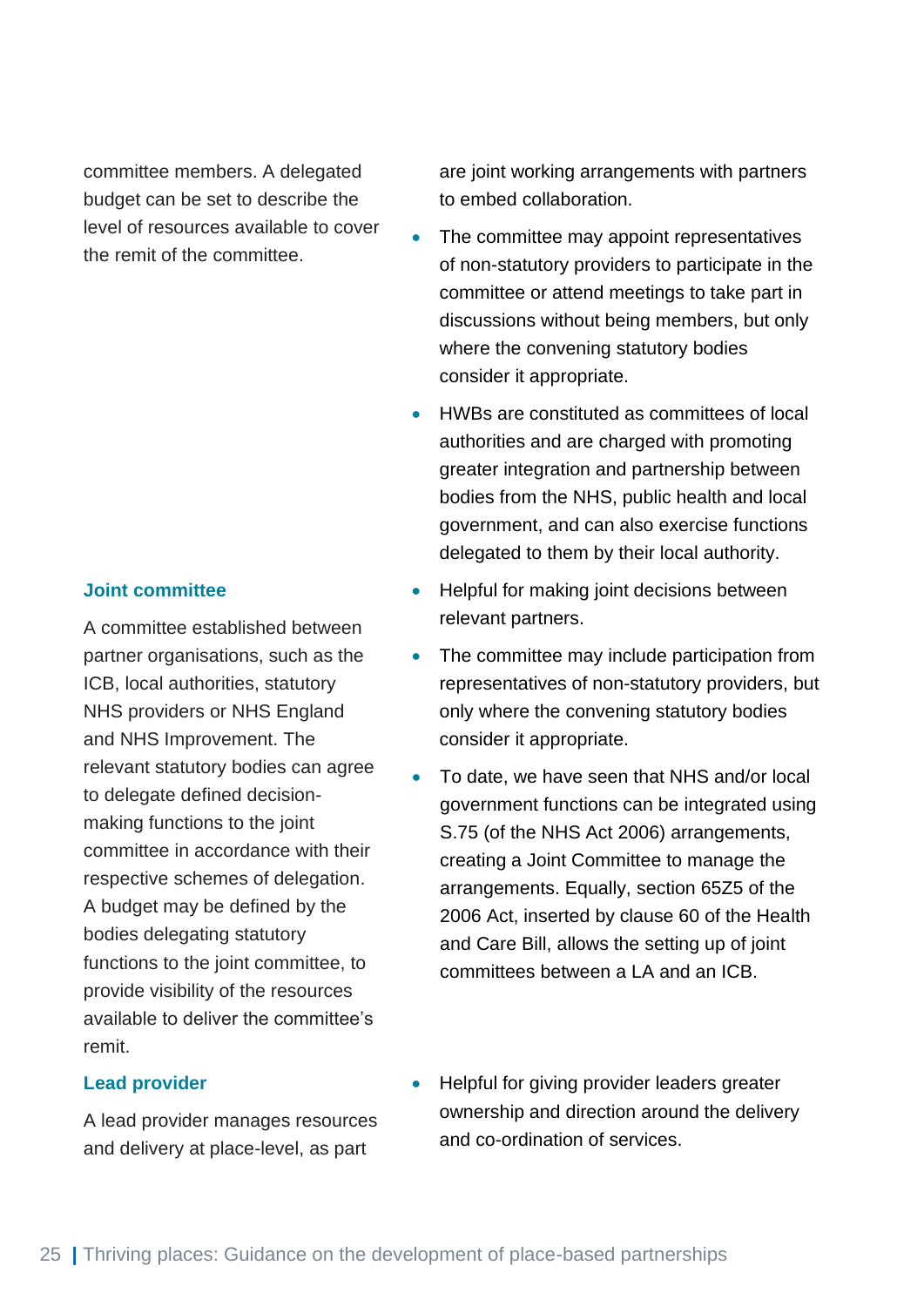committee members. A delegated budget can be set to describe the level of resources available to cover the remit of the committee.

are joint working arrangements with partners to embed collaboration.

- The committee may appoint representatives of non-statutory providers to participate in the committee or attend meetings to take part in discussions without being members, but only where the convening statutory bodies consider it appropriate.
- HWBs are constituted as committees of local authorities and are charged with promoting greater integration and partnership between bodies from the NHS, public health and local government, and can also exercise functions delegated to them by their local authority.

### Joint committee

A committee established between partner organisations, such as the ICB, local authorities, statutory NHS providers or NHS England and NHS Improvement. The relevant statutory bodies can agree to delegate defined decision-making functions to the joint committee in accordance with their respective schemes of delegation. A budget may be defined by the bodies delegating statutory functions to the joint committee, to provide visibility of the resources available to deliver the committee's remit.

- Helpful for making joint decisions between relevant partners.
- The committee may include participation from representatives of non-statutory providers, but only where the convening statutory bodies consider it appropriate.
- To date, we have seen that NHS and/or local government functions can be integrated using S.75 (of the NHS Act 2006) arrangements, creating a Joint Committee to manage the arrangements. Equally, section 65Z5 of the 2006 Act, inserted by clause 60 of the Health and Care Bill, allows the setting up of joint committees between a LA and an ICB.

### Lead provider

A lead provider manages resources and delivery at place-level, as part

- Helpful for giving provider leaders greater ownership and direction around the delivery and co-ordination of services.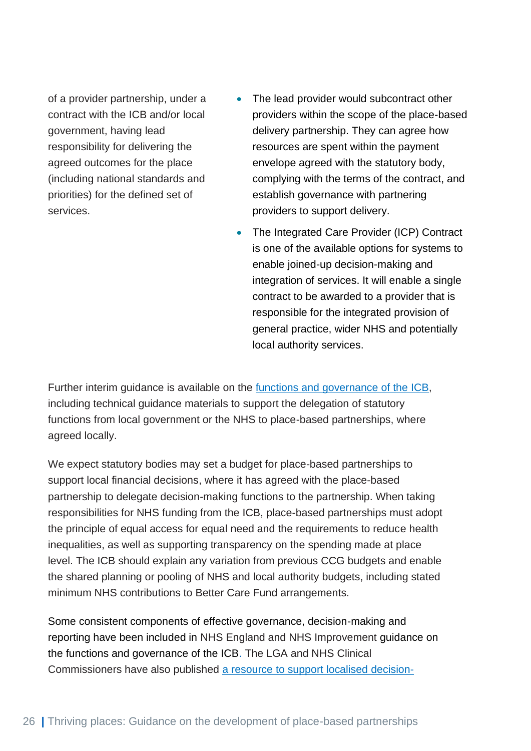of a provider partnership, under a contract with the ICB and/or local government, having lead responsibility for delivering the agreed outcomes for the place (including national standards and priorities) for the defined set of services.

- The lead provider would subcontract other providers within the scope of the place-based delivery partnership. They can agree how resources are spent within the payment envelope agreed with the statutory body, complying with the terms of the contract, and establish governance with partnering providers to support delivery.
- The Integrated Care Provider (ICP) Contract is one of the available options for systems to enable joined-up decision-making and integration of services. It will enable a single contract to be awarded to a provider that is responsible for the integrated provision of general practice, wider NHS and potentially local authority services.

Further interim guidance is available on the functions and governance of the ICB, including technical guidance materials to support the delegation of statutory functions from local government or the NHS to place-based partnerships, where agreed locally.

We expect statutory bodies may set a budget for place-based partnerships to support local financial decisions, where it has agreed with the place-based partnership to delegate decision-making functions to the partnership. When taking responsibilities for NHS funding from the ICB, place-based partnerships must adopt the principle of equal access for equal need and the requirements to reduce health inequalities, as well as supporting transparency on the spending made at place level. The ICB should explain any variation from previous CCG budgets and enable the shared planning or pooling of NHS and local authority budgets, including stated minimum NHS contributions to Better Care Fund arrangements.

Some consistent components of effective governance, decision-making and reporting have been included in NHS England and NHS Improvement guidance on the functions and governance of the ICB. The LGA and NHS Clinical Commissioners have also published a resource to support localised decision-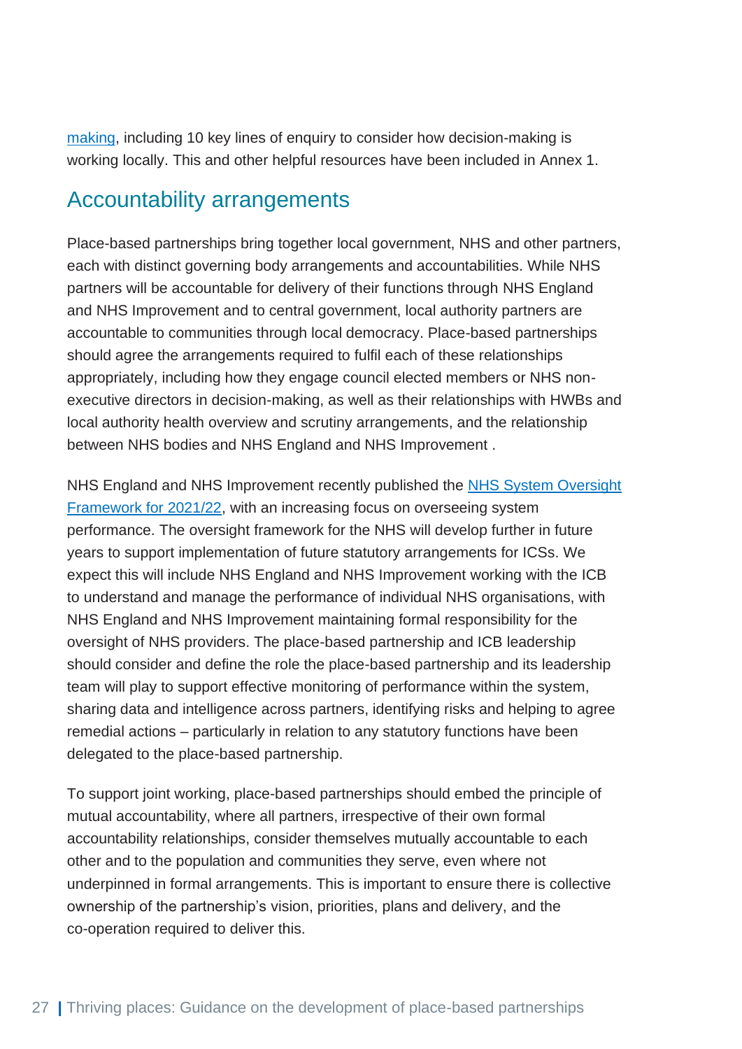making, including 10 key lines of enquiry to consider how decision-making is working locally. This and other helpful resources have been included in Annex 1.

## Accountability arrangements

Place-based partnerships bring together local government, NHS and other partners, each with distinct governing body arrangements and accountabilities. While NHS partners will be accountable for delivery of their functions through NHS England and NHS Improvement and to central government, local authority partners are accountable to communities through local democracy. Place-based partnerships should agree the arrangements required to fulfil each of these relationships appropriately, including how they engage council elected members or NHS non-executive directors in decision-making, as well as their relationships with HWBs and local authority health overview and scrutiny arrangements, and the relationship between NHS bodies and NHS England and NHS Improvement .

NHS England and NHS Improvement recently published the NHS System Oversight Framework for 2021/22, with an increasing focus on overseeing system performance. The oversight framework for the NHS will develop further in future years to support implementation of future statutory arrangements for ICSs. We expect this will include NHS England and NHS Improvement working with the ICB to understand and manage the performance of individual NHS organisations, with NHS England and NHS Improvement maintaining formal responsibility for the oversight of NHS providers. The place-based partnership and ICB leadership should consider and define the role the place-based partnership and its leadership team will play to support effective monitoring of performance within the system, sharing data and intelligence across partners, identifying risks and helping to agree remedial actions – particularly in relation to any statutory functions have been delegated to the place-based partnership.

To support joint working, place-based partnerships should embed the principle of mutual accountability, where all partners, irrespective of their own formal accountability relationships, consider themselves mutually accountable to each other and to the population and communities they serve, even where not underpinned in formal arrangements. This is important to ensure there is collective ownership of the partnership's vision, priorities, plans and delivery, and the co-operation required to deliver this.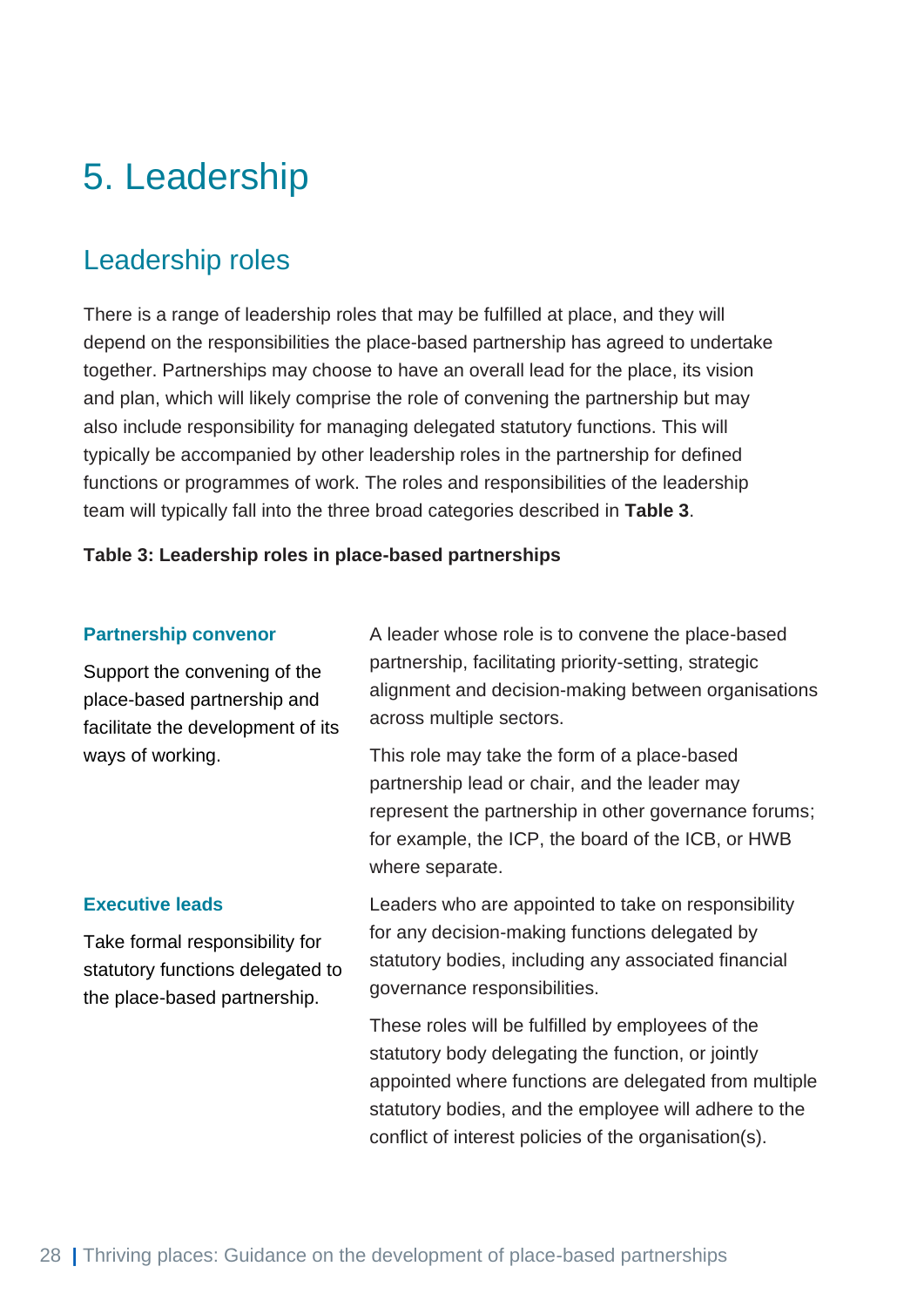# 5. Leadership

## Leadership roles

There is a range of leadership roles that may be fulfilled at place, and they will depend on the responsibilities the place-based partnership has agreed to undertake together. Partnerships may choose to have an overall lead for the place, its vision and plan, which will likely comprise the role of convening the partnership but may also include responsibility for managing delegated statutory functions. This will typically be accompanied by other leadership roles in the partnership for defined functions or programmes of work. The roles and responsibilities of the leadership team will typically fall into the three broad categories described in **Table 3**.

**Table 3: Leadership roles in place-based partnerships**

| | |
|---|---|
| **Partnership convenor**<br><br>Support the convening of the place-based partnership and facilitate the development of its ways of working. | A leader whose role is to convene the place-based partnership, facilitating priority-setting, strategic alignment and decision-making between organisations across multiple sectors.<br><br>This role may take the form of a place-based partnership lead or chair, and the leader may represent the partnership in other governance forums; for example, the ICP, the board of the ICB, or HWB where separate. |
| **Executive leads**<br><br>Take formal responsibility for statutory functions delegated to the place-based partnership. | Leaders who are appointed to take on responsibility for any decision-making functions delegated by statutory bodies, including any associated financial governance responsibilities.<br><br>These roles will be fulfilled by employees of the statutory body delegating the function, or jointly appointed where functions are delegated from multiple statutory bodies, and the employee will adhere to the conflict of interest policies of the organisation(s). |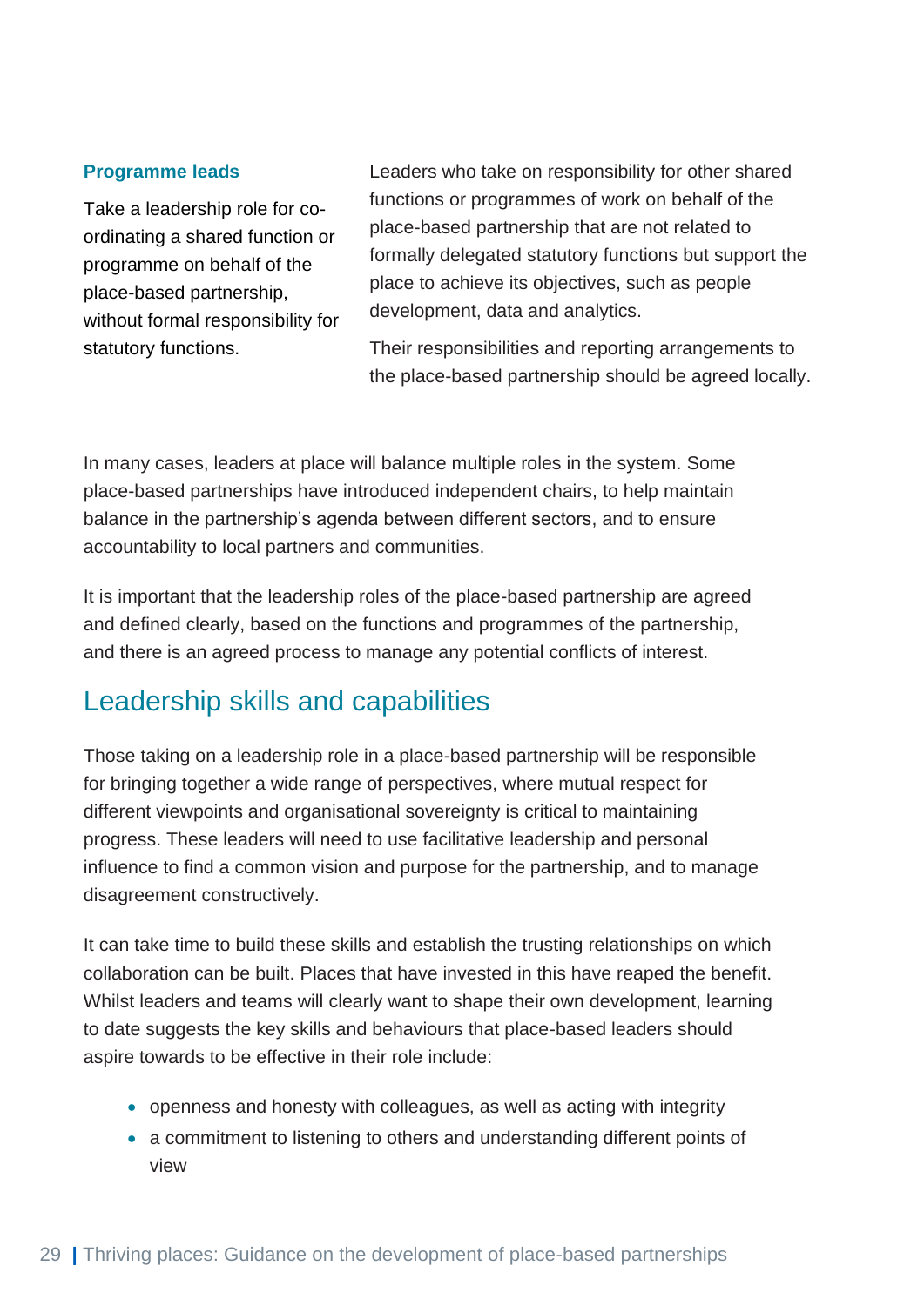| | |
|---|---|
| **Programme leads**<br>Take a leadership role for co-ordinating a shared function or programme on behalf of the place-based partnership, without formal responsibility for statutory functions. | Leaders who take on responsibility for other shared functions or programmes of work on behalf of the place-based partnership that are not related to formally delegated statutory functions but support the place to achieve its objectives, such as people development, data and analytics.<br><br>Their responsibilities and reporting arrangements to the place-based partnership should be agreed locally. |

In many cases, leaders at place will balance multiple roles in the system. Some place-based partnerships have introduced independent chairs, to help maintain balance in the partnership's agenda between different sectors, and to ensure accountability to local partners and communities.

It is important that the leadership roles of the place-based partnership are agreed and defined clearly, based on the functions and programmes of the partnership, and there is an agreed process to manage any potential conflicts of interest.

## Leadership skills and capabilities

Those taking on a leadership role in a place-based partnership will be responsible for bringing together a wide range of perspectives, where mutual respect for different viewpoints and organisational sovereignty is critical to maintaining progress. These leaders will need to use facilitative leadership and personal influence to find a common vision and purpose for the partnership, and to manage disagreement constructively.

It can take time to build these skills and establish the trusting relationships on which collaboration can be built. Places that have invested in this have reaped the benefit. Whilst leaders and teams will clearly want to shape their own development, learning to date suggests the key skills and behaviours that place-based leaders should aspire towards to be effective in their role include:

- openness and honesty with colleagues, as well as acting with integrity
- a commitment to listening to others and understanding different points of view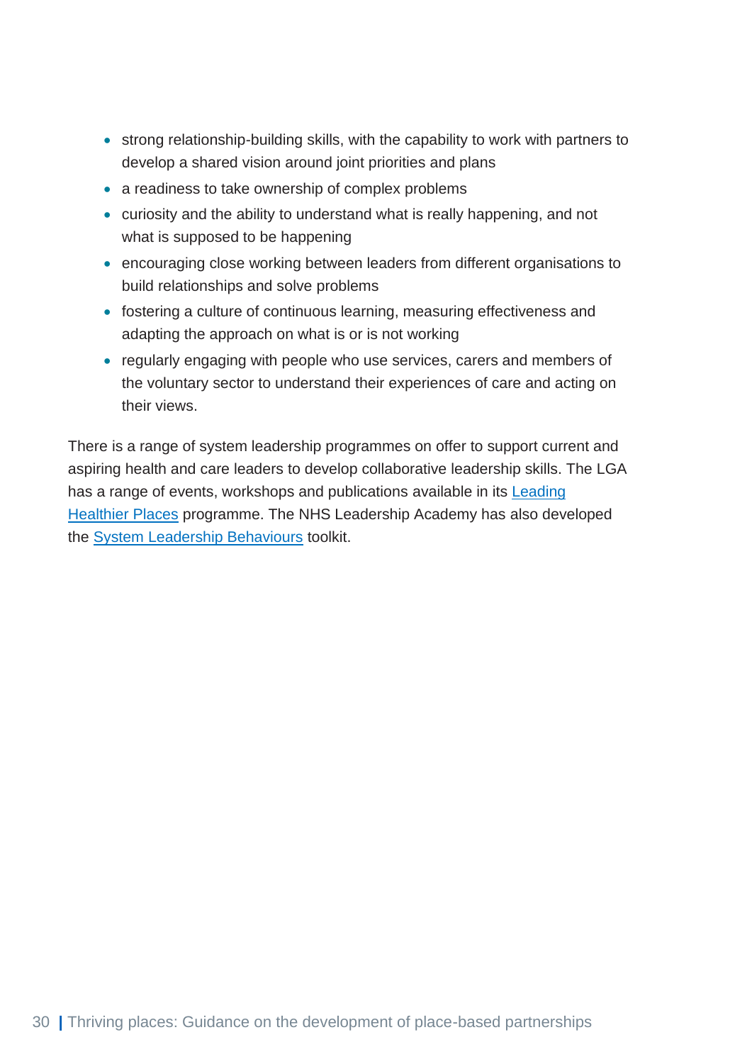- strong relationship-building skills, with the capability to work with partners to develop a shared vision around joint priorities and plans
- a readiness to take ownership of complex problems
- curiosity and the ability to understand what is really happening, and not what is supposed to be happening
- encouraging close working between leaders from different organisations to build relationships and solve problems
- fostering a culture of continuous learning, measuring effectiveness and adapting the approach on what is or is not working
- regularly engaging with people who use services, carers and members of the voluntary sector to understand their experiences of care and acting on their views.

There is a range of system leadership programmes on offer to support current and aspiring health and care leaders to develop collaborative leadership skills. The LGA has a range of events, workshops and publications available in its Leading Healthier Places programme. The NHS Leadership Academy has also developed the System Leadership Behaviours toolkit.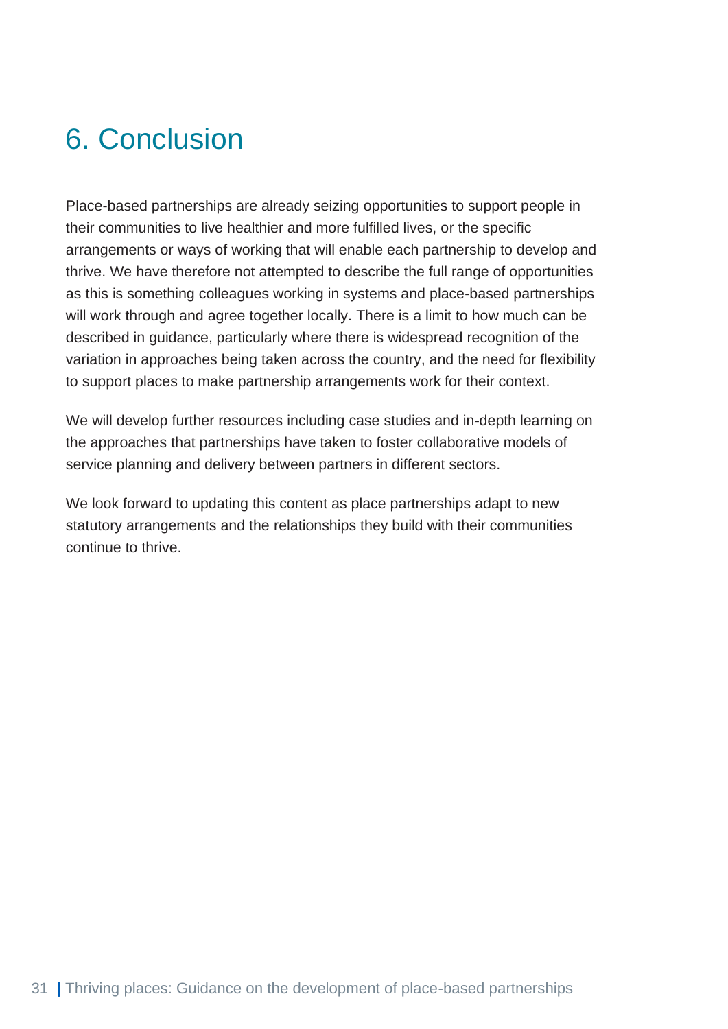# 6. Conclusion

Place-based partnerships are already seizing opportunities to support people in their communities to live healthier and more fulfilled lives, or the specific arrangements or ways of working that will enable each partnership to develop and thrive. We have therefore not attempted to describe the full range of opportunities as this is something colleagues working in systems and place-based partnerships will work through and agree together locally. There is a limit to how much can be described in guidance, particularly where there is widespread recognition of the variation in approaches being taken across the country, and the need for flexibility to support places to make partnership arrangements work for their context.

We will develop further resources including case studies and in-depth learning on the approaches that partnerships have taken to foster collaborative models of service planning and delivery between partners in different sectors.

We look forward to updating this content as place partnerships adapt to new statutory arrangements and the relationships they build with their communities continue to thrive.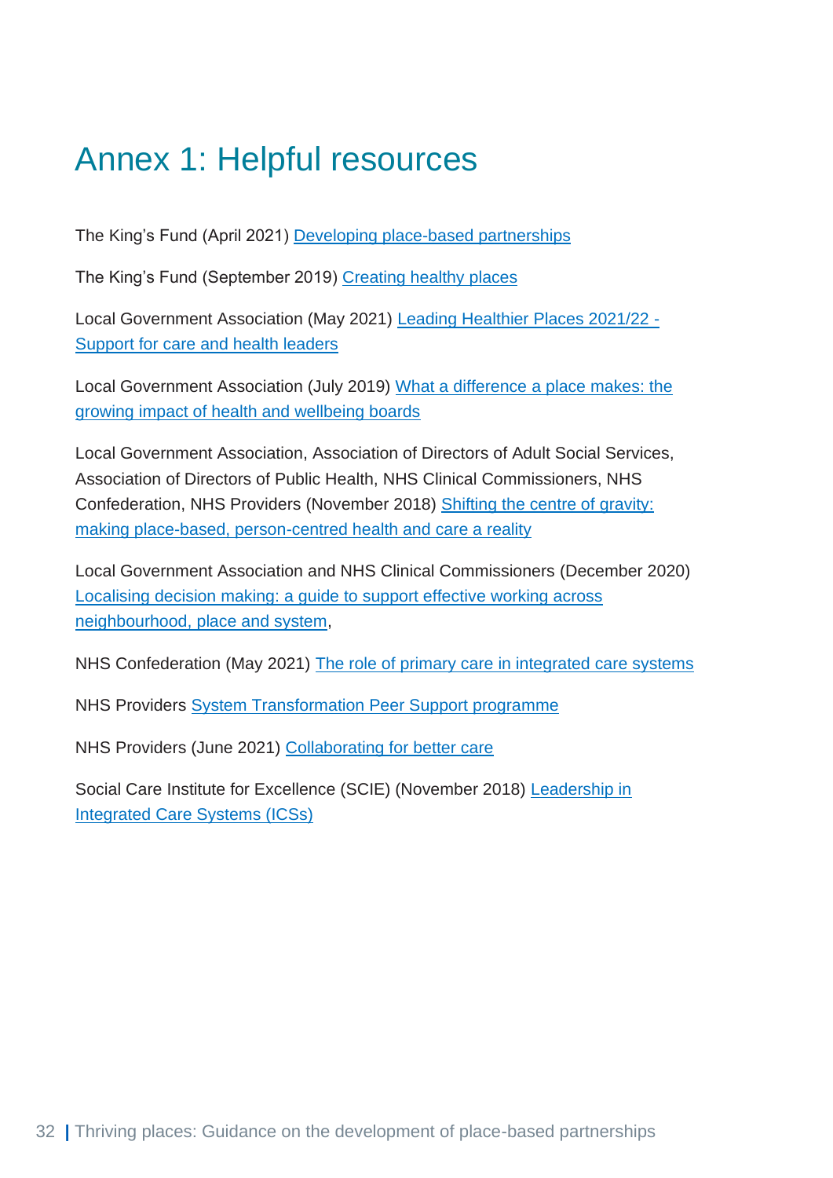# Annex 1: Helpful resources

The King's Fund (April 2021) Developing place-based partnerships

The King's Fund (September 2019) Creating healthy places

Local Government Association (May 2021) Leading Healthier Places 2021/22 - Support for care and health leaders

Local Government Association (July 2019) What a difference a place makes: the growing impact of health and wellbeing boards

Local Government Association, Association of Directors of Adult Social Services, Association of Directors of Public Health, NHS Clinical Commissioners, NHS Confederation, NHS Providers (November 2018) Shifting the centre of gravity: making place-based, person-centred health and care a reality

Local Government Association and NHS Clinical Commissioners (December 2020) Localising decision making: a guide to support effective working across neighbourhood, place and system,

NHS Confederation (May 2021) The role of primary care in integrated care systems

NHS Providers System Transformation Peer Support programme

NHS Providers (June 2021) Collaborating for better care

Social Care Institute for Excellence (SCIE) (November 2018) Leadership in Integrated Care Systems (ICSs)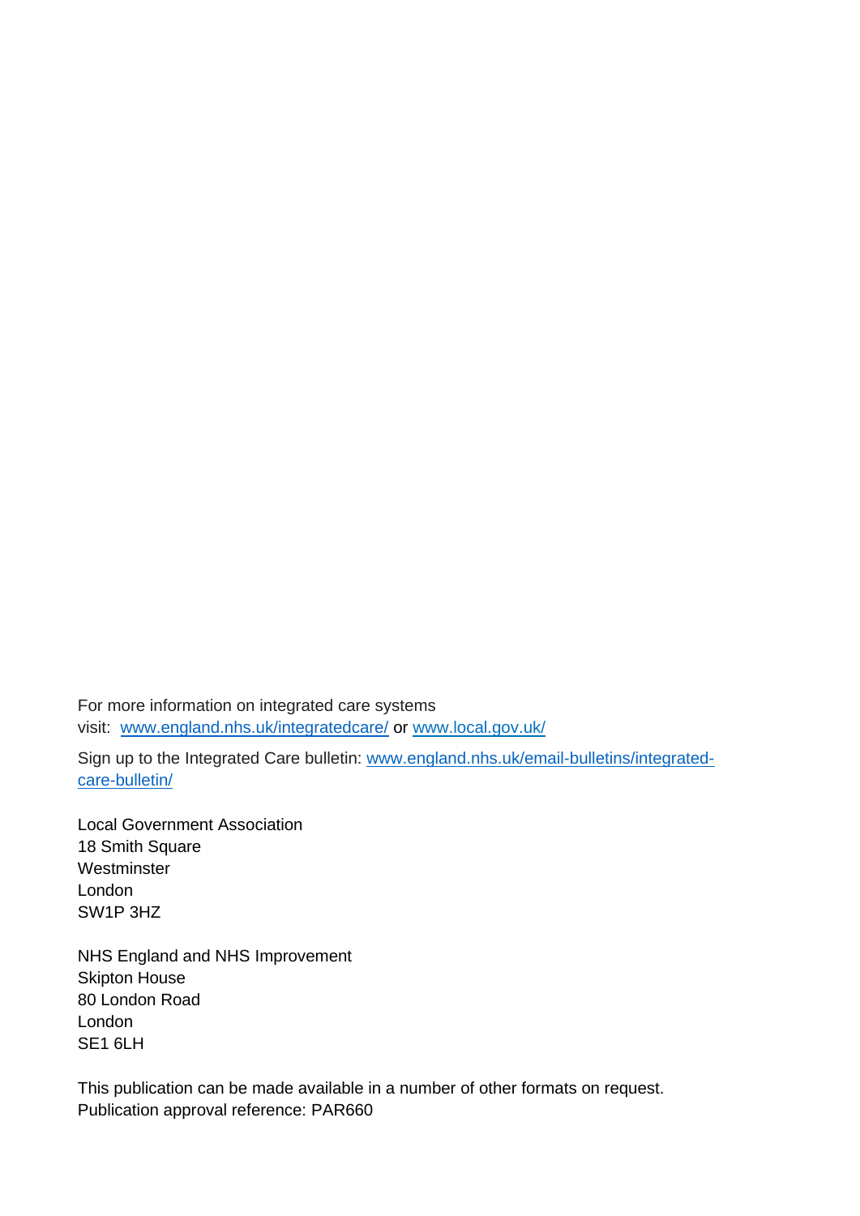For more information on integrated care systems visit: [www.england.nhs.uk/integratedcare/](http://www.england.nhs.uk/integratedcare/) or [www.local.gov.uk/](http://www.local.gov.uk/)

Sign up to the Integrated Care bulletin: [www.england.nhs.uk/email-bulletins/integrated-care-bulletin/](http://www.england.nhs.uk/email-bulletins/integrated-care-bulletin/)

Local Government Association
18 Smith Square
Westminster
London
SW1P 3HZ

NHS England and NHS Improvement
Skipton House
80 London Road
London
SE1 6LH

This publication can be made available in a number of other formats on request.
Publication approval reference: PAR660